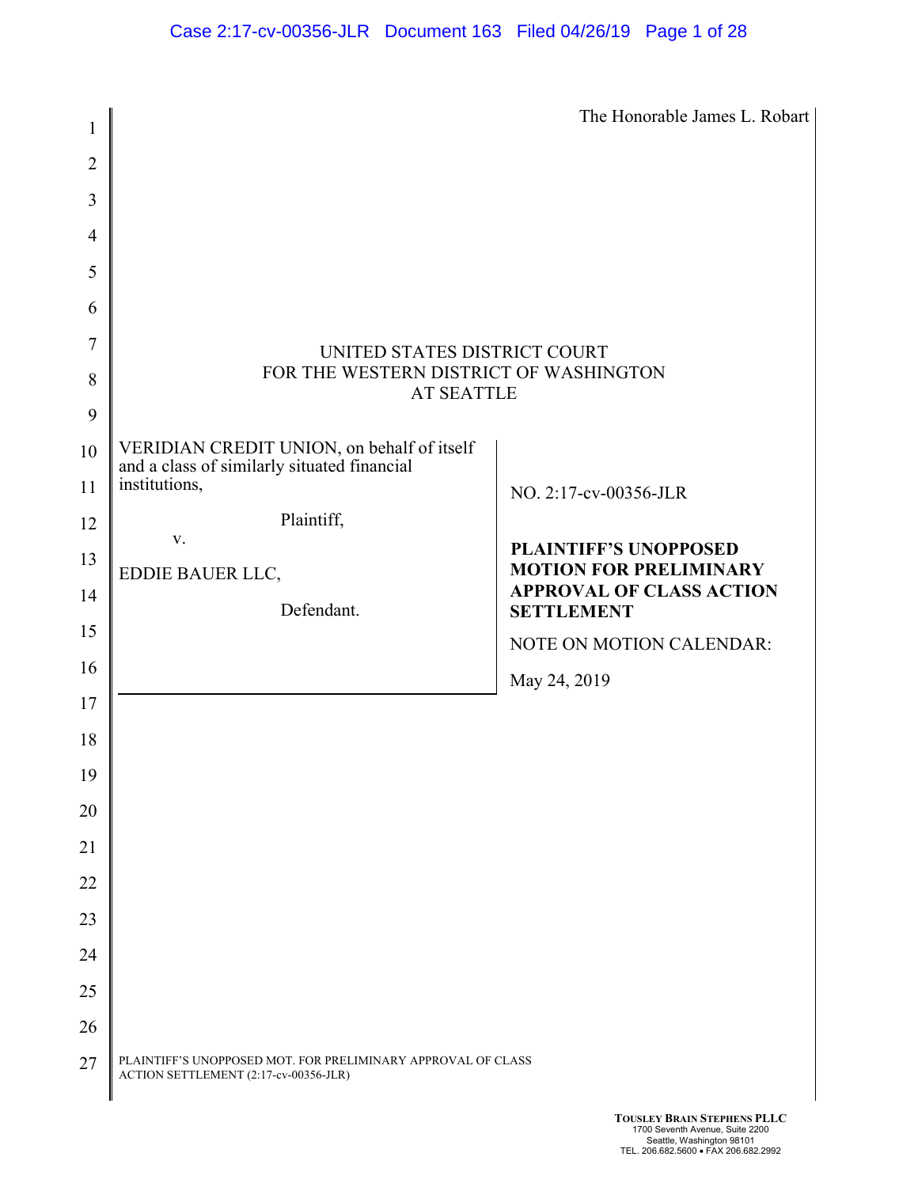The Honorable James L. Robart

UNITED STATES DISTRICT COURT
FOR THE WESTERN DISTRICT OF WASHINGTON
AT SEATTLE

VERIDIAN CREDIT UNION, on behalf of itself and a class of similarly situated financial institutions,

Plaintiff,

v.

EDDIE BAUER LLC,

Defendant.

NO. 2:17-cv-00356-JLR

**PLAINTIFF'S UNOPPOSED MOTION FOR PRELIMINARY APPROVAL OF CLASS ACTION SETTLEMENT**

NOTE ON MOTION CALENDAR:

May 24, 2019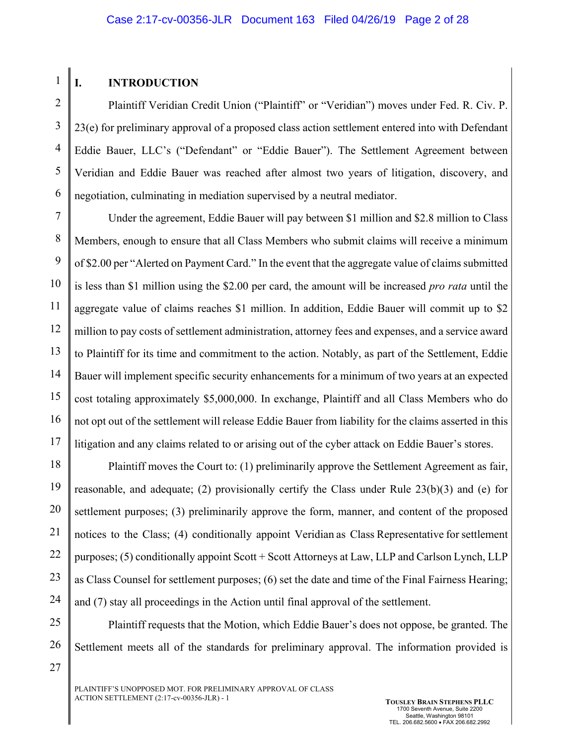## I. INTRODUCTION

Plaintiff Veridian Credit Union ("Plaintiff" or "Veridian") moves under Fed. R. Civ. P. 23(e) for preliminary approval of a proposed class action settlement entered into with Defendant Eddie Bauer, LLC's ("Defendant" or "Eddie Bauer"). The Settlement Agreement between Veridian and Eddie Bauer was reached after almost two years of litigation, discovery, and negotiation, culminating in mediation supervised by a neutral mediator.

Under the agreement, Eddie Bauer will pay between $1 million and $2.8 million to Class Members, enough to ensure that all Class Members who submit claims will receive a minimum of $2.00 per "Alerted on Payment Card." In the event that the aggregate value of claims submitted is less than $1 million using the $2.00 per card, the amount will be increased *pro rata* until the aggregate value of claims reaches $1 million. In addition, Eddie Bauer will commit up to $2 million to pay costs of settlement administration, attorney fees and expenses, and a service award to Plaintiff for its time and commitment to the action. Notably, as part of the Settlement, Eddie Bauer will implement specific security enhancements for a minimum of two years at an expected cost totaling approximately $5,000,000. In exchange, Plaintiff and all Class Members who do not opt out of the settlement will release Eddie Bauer from liability for the claims asserted in this litigation and any claims related to or arising out of the cyber attack on Eddie Bauer's stores.

Plaintiff moves the Court to: (1) preliminarily approve the Settlement Agreement as fair, reasonable, and adequate; (2) provisionally certify the Class under Rule 23(b)(3) and (e) for settlement purposes; (3) preliminarily approve the form, manner, and content of the proposed notices to the Class; (4) conditionally appoint Veridian as Class Representative for settlement purposes; (5) conditionally appoint Scott + Scott Attorneys at Law, LLP and Carlson Lynch, LLP as Class Counsel for settlement purposes; (6) set the date and time of the Final Fairness Hearing; and (7) stay all proceedings in the Action until final approval of the settlement.

Plaintiff requests that the Motion, which Eddie Bauer's does not oppose, be granted. The Settlement meets all of the standards for preliminary approval. The information provided is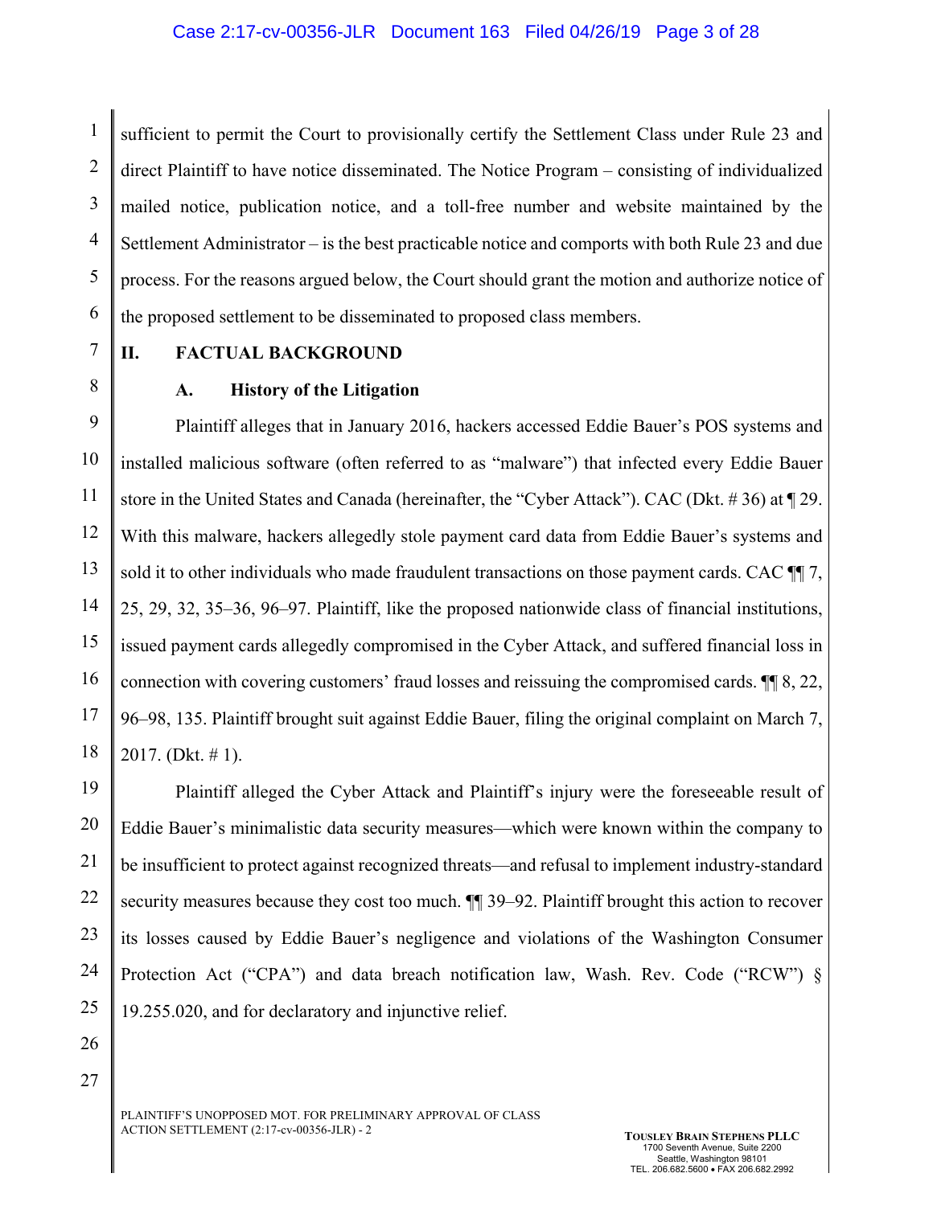sufficient to permit the Court to provisionally certify the Settlement Class under Rule 23 and direct Plaintiff to have notice disseminated. The Notice Program – consisting of individualized mailed notice, publication notice, and a toll-free number and website maintained by the Settlement Administrator – is the best practicable notice and comports with both Rule 23 and due process. For the reasons argued below, the Court should grant the motion and authorize notice of the proposed settlement to be disseminated to proposed class members.

## II. FACTUAL BACKGROUND

### A. History of the Litigation

Plaintiff alleges that in January 2016, hackers accessed Eddie Bauer's POS systems and installed malicious software (often referred to as "malware") that infected every Eddie Bauer store in the United States and Canada (hereinafter, the "Cyber Attack"). CAC (Dkt. # 36) at ¶ 29. With this malware, hackers allegedly stole payment card data from Eddie Bauer's systems and sold it to other individuals who made fraudulent transactions on those payment cards. CAC ¶¶ 7, 25, 29, 32, 35–36, 96–97. Plaintiff, like the proposed nationwide class of financial institutions, issued payment cards allegedly compromised in the Cyber Attack, and suffered financial loss in connection with covering customers' fraud losses and reissuing the compromised cards. ¶¶ 8, 22, 96–98, 135. Plaintiff brought suit against Eddie Bauer, filing the original complaint on March 7, 2017. (Dkt. # 1).

Plaintiff alleged the Cyber Attack and Plaintiff's injury were the foreseeable result of Eddie Bauer's minimalistic data security measures—which were known within the company to be insufficient to protect against recognized threats—and refusal to implement industry-standard security measures because they cost too much. ¶¶ 39–92. Plaintiff brought this action to recover its losses caused by Eddie Bauer's negligence and violations of the Washington Consumer Protection Act ("CPA") and data breach notification law, Wash. Rev. Code ("RCW") § 19.255.020, and for declaratory and injunctive relief.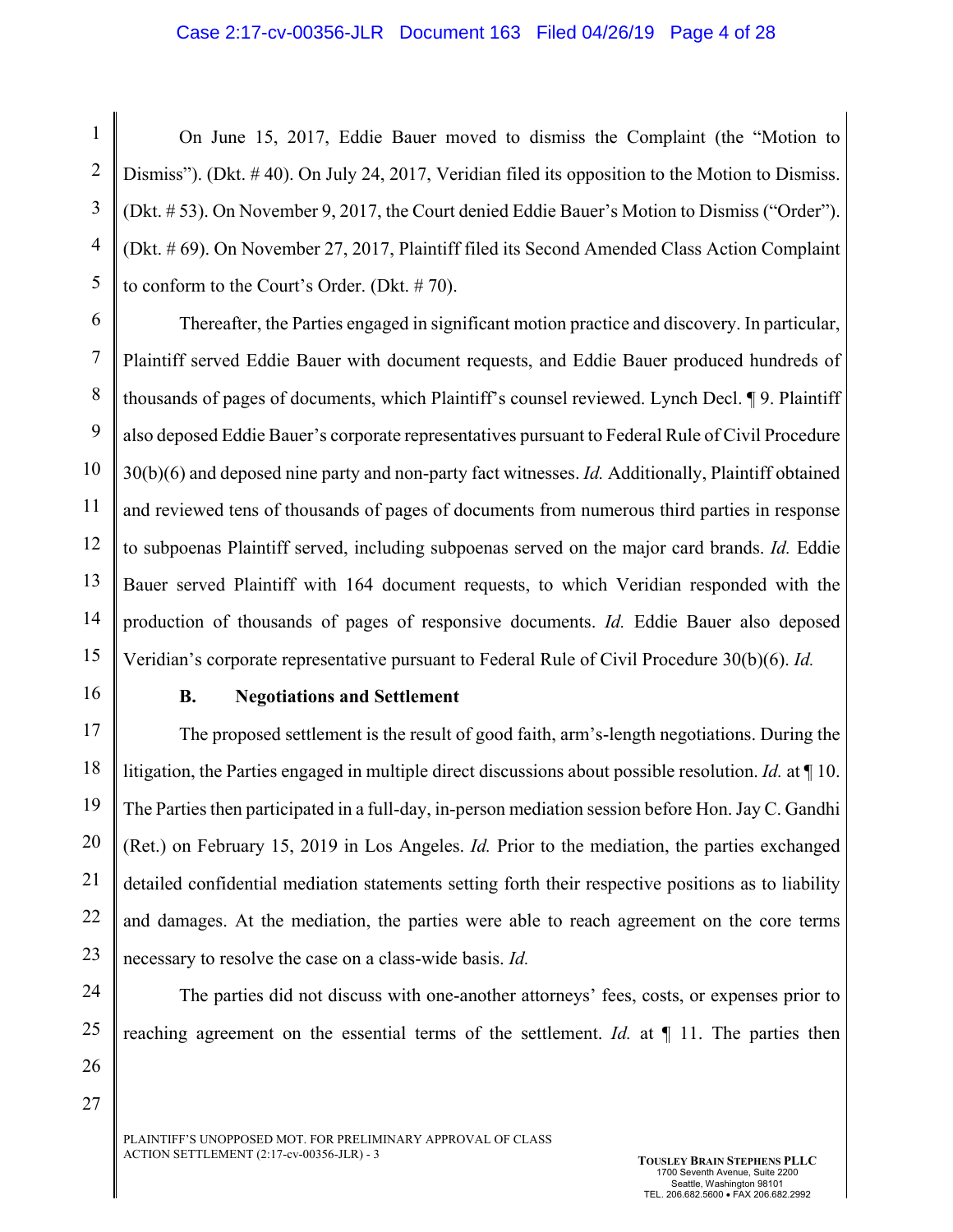On June 15, 2017, Eddie Bauer moved to dismiss the Complaint (the "Motion to Dismiss"). (Dkt. # 40). On July 24, 2017, Veridian filed its opposition to the Motion to Dismiss. (Dkt. # 53). On November 9, 2017, the Court denied Eddie Bauer's Motion to Dismiss ("Order"). (Dkt. # 69). On November 27, 2017, Plaintiff filed its Second Amended Class Action Complaint to conform to the Court's Order. (Dkt. # 70).

Thereafter, the Parties engaged in significant motion practice and discovery. In particular, Plaintiff served Eddie Bauer with document requests, and Eddie Bauer produced hundreds of thousands of pages of documents, which Plaintiff's counsel reviewed. Lynch Decl. ¶ 9. Plaintiff also deposed Eddie Bauer's corporate representatives pursuant to Federal Rule of Civil Procedure 30(b)(6) and deposed nine party and non-party fact witnesses. *Id.* Additionally, Plaintiff obtained and reviewed tens of thousands of pages of documents from numerous third parties in response to subpoenas Plaintiff served, including subpoenas served on the major card brands. *Id.* Eddie Bauer served Plaintiff with 164 document requests, to which Veridian responded with the production of thousands of pages of responsive documents. *Id.* Eddie Bauer also deposed Veridian's corporate representative pursuant to Federal Rule of Civil Procedure 30(b)(6). *Id.*

**B. Negotiations and Settlement**

The proposed settlement is the result of good faith, arm's-length negotiations. During the litigation, the Parties engaged in multiple direct discussions about possible resolution. *Id.* at ¶ 10. The Parties then participated in a full-day, in-person mediation session before Hon. Jay C. Gandhi (Ret.) on February 15, 2019 in Los Angeles. *Id.* Prior to the mediation, the parties exchanged detailed confidential mediation statements setting forth their respective positions as to liability and damages. At the mediation, the parties were able to reach agreement on the core terms necessary to resolve the case on a class-wide basis. *Id.*

The parties did not discuss with one-another attorneys' fees, costs, or expenses prior to reaching agreement on the essential terms of the settlement. *Id.* at ¶ 11. The parties then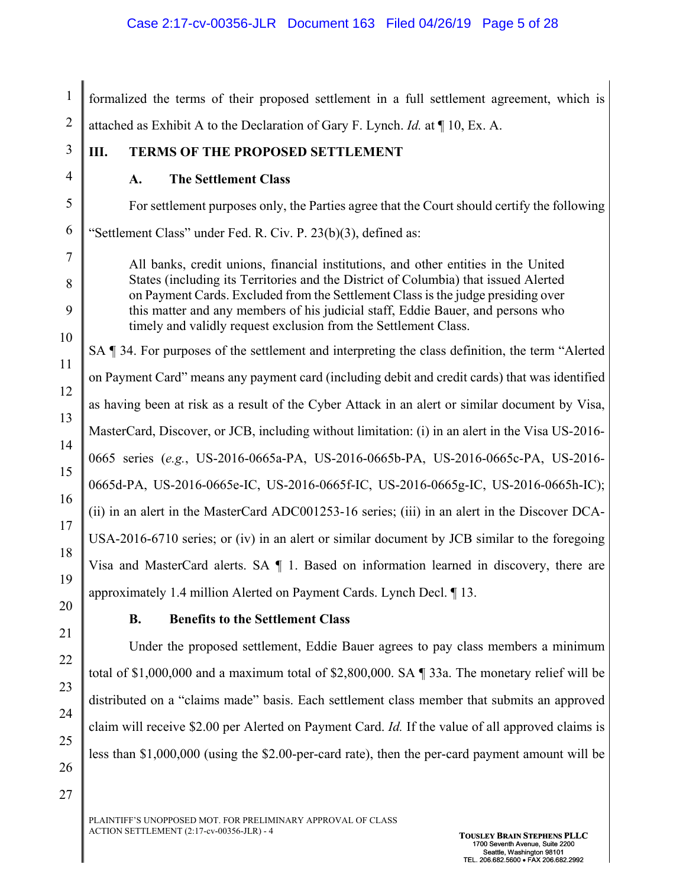formalized the terms of their proposed settlement in a full settlement agreement, which is attached as Exhibit A to the Declaration of Gary F. Lynch. *Id.* at ¶ 10, Ex. A.

## III. TERMS OF THE PROPOSED SETTLEMENT

### A. The Settlement Class

For settlement purposes only, the Parties agree that the Court should certify the following "Settlement Class" under Fed. R. Civ. P. 23(b)(3), defined as:

> All banks, credit unions, financial institutions, and other entities in the United States (including its Territories and the District of Columbia) that issued Alerted on Payment Cards. Excluded from the Settlement Class is the judge presiding over this matter and any members of his judicial staff, Eddie Bauer, and persons who timely and validly request exclusion from the Settlement Class.

SA ¶ 34. For purposes of the settlement and interpreting the class definition, the term "Alerted on Payment Card" means any payment card (including debit and credit cards) that was identified as having been at risk as a result of the Cyber Attack in an alert or similar document by Visa, MasterCard, Discover, or JCB, including without limitation: (i) in an alert in the Visa US-2016-0665 series (*e.g.*, US-2016-0665a-PA, US-2016-0665b-PA, US-2016-0665c-PA, US-2016-0665d-PA, US-2016-0665e-IC, US-2016-0665f-IC, US-2016-0665g-IC, US-2016-0665h-IC); (ii) in an alert in the MasterCard ADC001253-16 series; (iii) in an alert in the Discover DCA-USA-2016-6710 series; or (iv) in an alert or similar document by JCB similar to the foregoing Visa and MasterCard alerts. SA ¶ 1. Based on information learned in discovery, there are approximately 1.4 million Alerted on Payment Cards. Lynch Decl. ¶ 13.

### B. Benefits to the Settlement Class

Under the proposed settlement, Eddie Bauer agrees to pay class members a minimum total of $1,000,000 and a maximum total of $2,800,000. SA ¶ 33a. The monetary relief will be distributed on a "claims made" basis. Each settlement class member that submits an approved claim will receive $2.00 per Alerted on Payment Card. *Id.* If the value of all approved claims is less than $1,000,000 (using the $2.00-per-card rate), then the per-card payment amount will be

PLAINTIFF'S UNOPPOSED MOT. FOR PRELIMINARY APPROVAL OF CLASS ACTION SETTLEMENT (2:17-cv-00356-JLR) - 4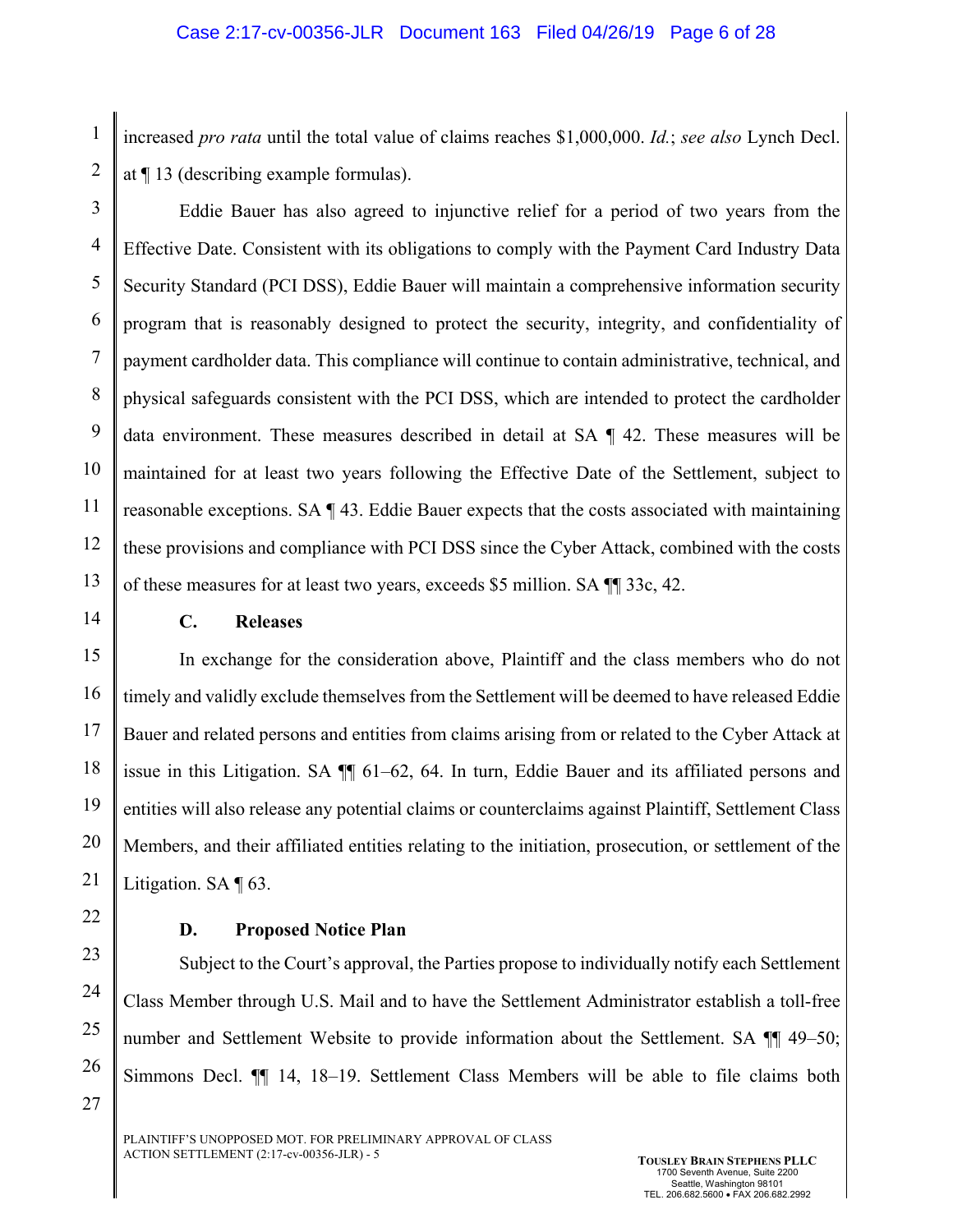increased *pro rata* until the total value of claims reaches $1,000,000. *Id.*; *see also* Lynch Decl. at ¶ 13 (describing example formulas).

Eddie Bauer has also agreed to injunctive relief for a period of two years from the Effective Date. Consistent with its obligations to comply with the Payment Card Industry Data Security Standard (PCI DSS), Eddie Bauer will maintain a comprehensive information security program that is reasonably designed to protect the security, integrity, and confidentiality of payment cardholder data. This compliance will continue to contain administrative, technical, and physical safeguards consistent with the PCI DSS, which are intended to protect the cardholder data environment. These measures described in detail at SA ¶ 42. These measures will be maintained for at least two years following the Effective Date of the Settlement, subject to reasonable exceptions. SA ¶ 43. Eddie Bauer expects that the costs associated with maintaining these provisions and compliance with PCI DSS since the Cyber Attack, combined with the costs of these measures for at least two years, exceeds $5 million. SA ¶¶ 33c, 42.

### C. Releases

In exchange for the consideration above, Plaintiff and the class members who do not timely and validly exclude themselves from the Settlement will be deemed to have released Eddie Bauer and related persons and entities from claims arising from or related to the Cyber Attack at issue in this Litigation. SA ¶¶ 61–62, 64. In turn, Eddie Bauer and its affiliated persons and entities will also release any potential claims or counterclaims against Plaintiff, Settlement Class Members, and their affiliated entities relating to the initiation, prosecution, or settlement of the Litigation. SA ¶ 63.

### D. Proposed Notice Plan

Subject to the Court's approval, the Parties propose to individually notify each Settlement Class Member through U.S. Mail and to have the Settlement Administrator establish a toll-free number and Settlement Website to provide information about the Settlement. SA ¶¶ 49–50; Simmons Decl. ¶¶ 14, 18–19. Settlement Class Members will be able to file claims both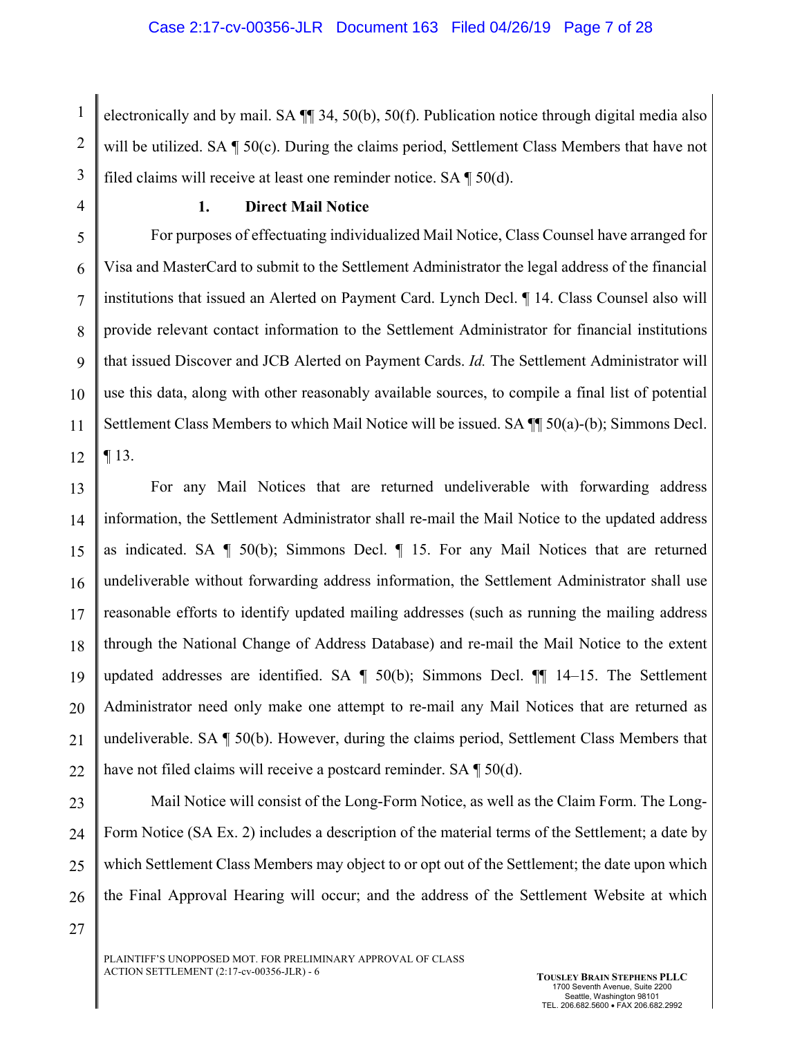electronically and by mail. SA ¶¶ 34, 50(b), 50(f). Publication notice through digital media also will be utilized. SA ¶ 50(c). During the claims period, Settlement Class Members that have not filed claims will receive at least one reminder notice. SA ¶ 50(d).

### 1. Direct Mail Notice

For purposes of effectuating individualized Mail Notice, Class Counsel have arranged for Visa and MasterCard to submit to the Settlement Administrator the legal address of the financial institutions that issued an Alerted on Payment Card. Lynch Decl. ¶ 14. Class Counsel also will provide relevant contact information to the Settlement Administrator for financial institutions that issued Discover and JCB Alerted on Payment Cards. *Id.* The Settlement Administrator will use this data, along with other reasonably available sources, to compile a final list of potential Settlement Class Members to which Mail Notice will be issued. SA ¶¶ 50(a)-(b); Simmons Decl. ¶ 13.

For any Mail Notices that are returned undeliverable with forwarding address information, the Settlement Administrator shall re-mail the Mail Notice to the updated address as indicated. SA ¶ 50(b); Simmons Decl. ¶ 15. For any Mail Notices that are returned undeliverable without forwarding address information, the Settlement Administrator shall use reasonable efforts to identify updated mailing addresses (such as running the mailing address through the National Change of Address Database) and re-mail the Mail Notice to the extent updated addresses are identified. SA ¶ 50(b); Simmons Decl. ¶¶ 14–15. The Settlement Administrator need only make one attempt to re-mail any Mail Notices that are returned as undeliverable. SA ¶ 50(b). However, during the claims period, Settlement Class Members that have not filed claims will receive a postcard reminder. SA ¶ 50(d).

Mail Notice will consist of the Long-Form Notice, as well as the Claim Form. The Long-Form Notice (SA Ex. 2) includes a description of the material terms of the Settlement; a date by which Settlement Class Members may object to or opt out of the Settlement; the date upon which the Final Approval Hearing will occur; and the address of the Settlement Website at which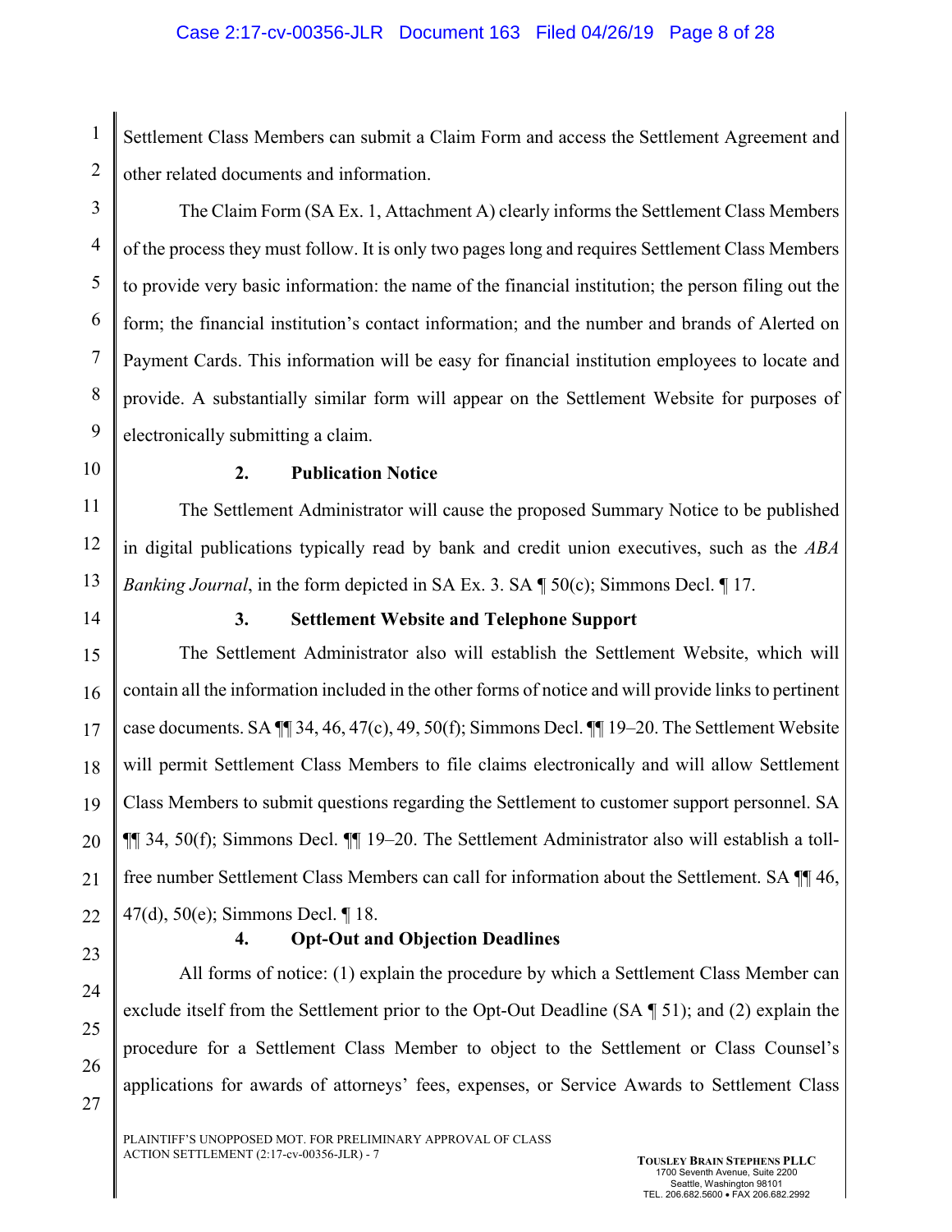Settlement Class Members can submit a Claim Form and access the Settlement Agreement and other related documents and information.

The Claim Form (SA Ex. 1, Attachment A) clearly informs the Settlement Class Members of the process they must follow. It is only two pages long and requires Settlement Class Members to provide very basic information: the name of the financial institution; the person filing out the form; the financial institution's contact information; and the number and brands of Alerted on Payment Cards. This information will be easy for financial institution employees to locate and provide. A substantially similar form will appear on the Settlement Website for purposes of electronically submitting a claim.

### 2. Publication Notice

The Settlement Administrator will cause the proposed Summary Notice to be published in digital publications typically read by bank and credit union executives, such as the *ABA Banking Journal*, in the form depicted in SA Ex. 3. SA ¶ 50(c); Simmons Decl. ¶ 17.

### 3. Settlement Website and Telephone Support

The Settlement Administrator also will establish the Settlement Website, which will contain all the information included in the other forms of notice and will provide links to pertinent case documents. SA ¶¶ 34, 46, 47(c), 49, 50(f); Simmons Decl. ¶¶ 19–20. The Settlement Website will permit Settlement Class Members to file claims electronically and will allow Settlement Class Members to submit questions regarding the Settlement to customer support personnel. SA ¶¶ 34, 50(f); Simmons Decl. ¶¶ 19–20. The Settlement Administrator also will establish a toll-free number Settlement Class Members can call for information about the Settlement. SA ¶¶ 46, 47(d), 50(e); Simmons Decl. ¶ 18.

### 4. Opt-Out and Objection Deadlines

All forms of notice: (1) explain the procedure by which a Settlement Class Member can exclude itself from the Settlement prior to the Opt-Out Deadline (SA ¶ 51); and (2) explain the procedure for a Settlement Class Member to object to the Settlement or Class Counsel's applications for awards of attorneys' fees, expenses, or Service Awards to Settlement Class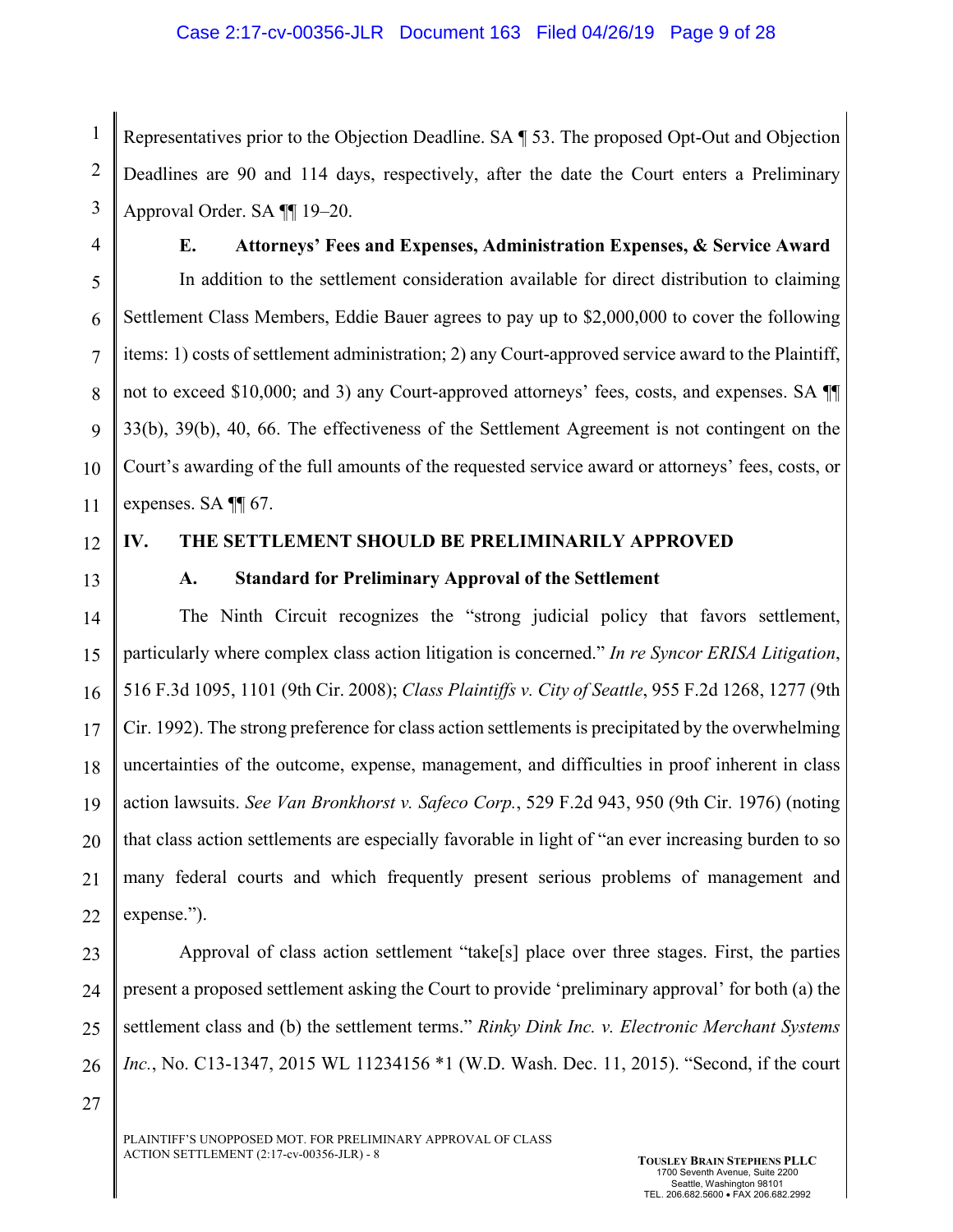Representatives prior to the Objection Deadline. SA ¶ 53. The proposed Opt-Out and Objection Deadlines are 90 and 114 days, respectively, after the date the Court enters a Preliminary Approval Order. SA ¶¶ 19–20.

### E. Attorneys' Fees and Expenses, Administration Expenses, & Service Award

In addition to the settlement consideration available for direct distribution to claiming Settlement Class Members, Eddie Bauer agrees to pay up to $2,000,000 to cover the following items: 1) costs of settlement administration; 2) any Court-approved service award to the Plaintiff, not to exceed $10,000; and 3) any Court-approved attorneys' fees, costs, and expenses. SA ¶¶ 33(b), 39(b), 40, 66. The effectiveness of the Settlement Agreement is not contingent on the Court's awarding of the full amounts of the requested service award or attorneys' fees, costs, or expenses. SA ¶¶ 67.

## IV. THE SETTLEMENT SHOULD BE PRELIMINARILY APPROVED

### A. Standard for Preliminary Approval of the Settlement

The Ninth Circuit recognizes the "strong judicial policy that favors settlement, particularly where complex class action litigation is concerned." *In re Syncor ERISA Litigation*, 516 F.3d 1095, 1101 (9th Cir. 2008); *Class Plaintiffs v. City of Seattle*, 955 F.2d 1268, 1277 (9th Cir. 1992). The strong preference for class action settlements is precipitated by the overwhelming uncertainties of the outcome, expense, management, and difficulties in proof inherent in class action lawsuits. *See Van Bronkhorst v. Safeco Corp.*, 529 F.2d 943, 950 (9th Cir. 1976) (noting that class action settlements are especially favorable in light of "an ever increasing burden to so many federal courts and which frequently present serious problems of management and expense.").

Approval of class action settlement "take[s] place over three stages. First, the parties present a proposed settlement asking the Court to provide 'preliminary approval' for both (a) the settlement class and (b) the settlement terms." *Rinky Dink Inc. v. Electronic Merchant Systems Inc.*, No. C13-1347, 2015 WL 11234156 *1 (W.D. Wash. Dec. 11, 2015). "Second, if the court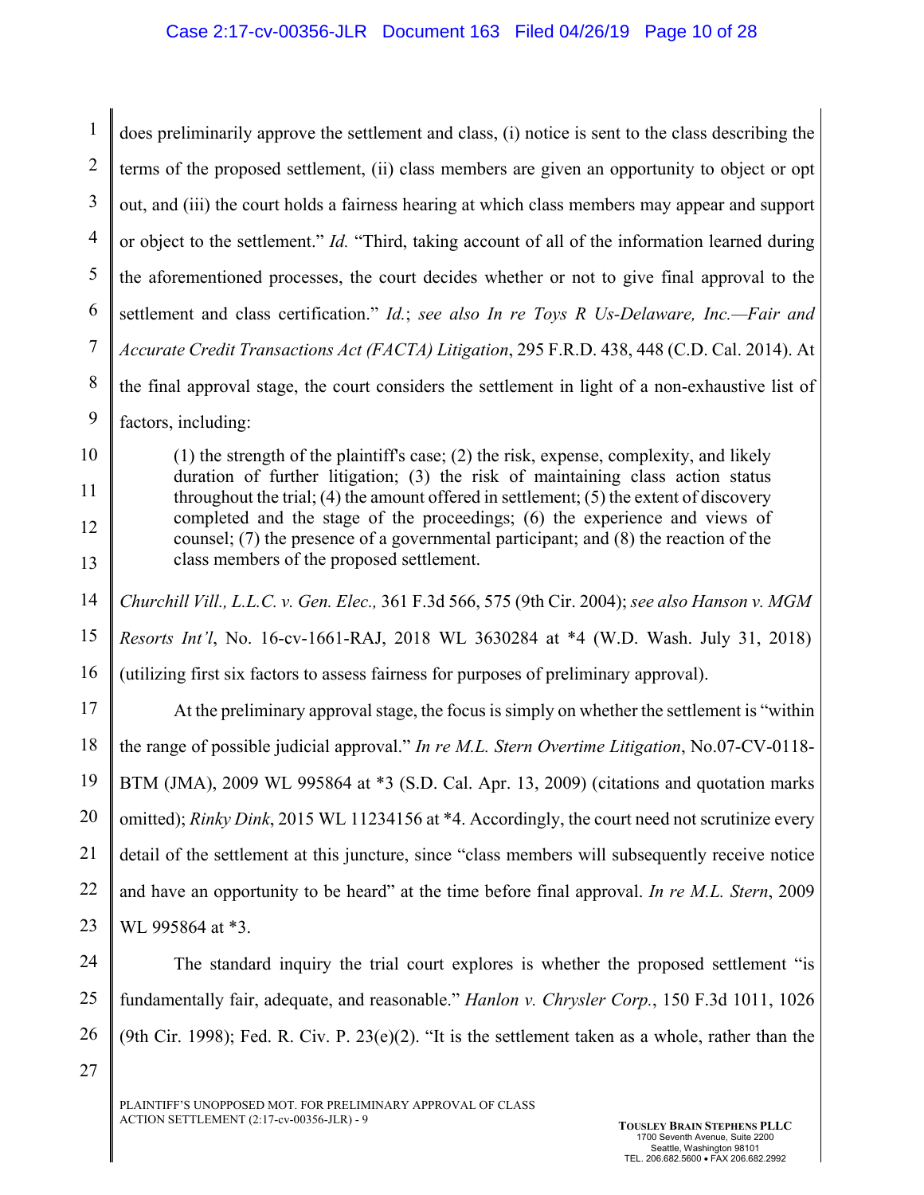does preliminarily approve the settlement and class, (i) notice is sent to the class describing the terms of the proposed settlement, (ii) class members are given an opportunity to object or opt out, and (iii) the court holds a fairness hearing at which class members may appear and support or object to the settlement." *Id.* "Third, taking account of all of the information learned during the aforementioned processes, the court decides whether or not to give final approval to the settlement and class certification." *Id.*; *see also In re Toys R Us-Delaware, Inc.—Fair and Accurate Credit Transactions Act (FACTA) Litigation*, 295 F.R.D. 438, 448 (C.D. Cal. 2014). At the final approval stage, the court considers the settlement in light of a non-exhaustive list of factors, including:

> (1) the strength of the plaintiff's case; (2) the risk, expense, complexity, and likely duration of further litigation; (3) the risk of maintaining class action status throughout the trial; (4) the amount offered in settlement; (5) the extent of discovery completed and the stage of the proceedings; (6) the experience and views of counsel; (7) the presence of a governmental participant; and (8) the reaction of the class members of the proposed settlement.

*Churchill Vill., L.L.C. v. Gen. Elec.,* 361 F.3d 566, 575 (9th Cir. 2004); *see also Hanson v. MGM Resorts Int'l*, No. 16-cv-1661-RAJ, 2018 WL 3630284 at \*4 (W.D. Wash. July 31, 2018) (utilizing first six factors to assess fairness for purposes of preliminary approval).

At the preliminary approval stage, the focus is simply on whether the settlement is "within the range of possible judicial approval." *In re M.L. Stern Overtime Litigation*, No.07-CV-0118-BTM (JMA), 2009 WL 995864 at \*3 (S.D. Cal. Apr. 13, 2009) (citations and quotation marks omitted); *Rinky Dink*, 2015 WL 11234156 at \*4. Accordingly, the court need not scrutinize every detail of the settlement at this juncture, since "class members will subsequently receive notice and have an opportunity to be heard" at the time before final approval. *In re M.L. Stern*, 2009 WL 995864 at \*3.

The standard inquiry the trial court explores is whether the proposed settlement "is fundamentally fair, adequate, and reasonable." *Hanlon v. Chrysler Corp.*, 150 F.3d 1011, 1026 (9th Cir. 1998); Fed. R. Civ. P. 23(e)(2). "It is the settlement taken as a whole, rather than the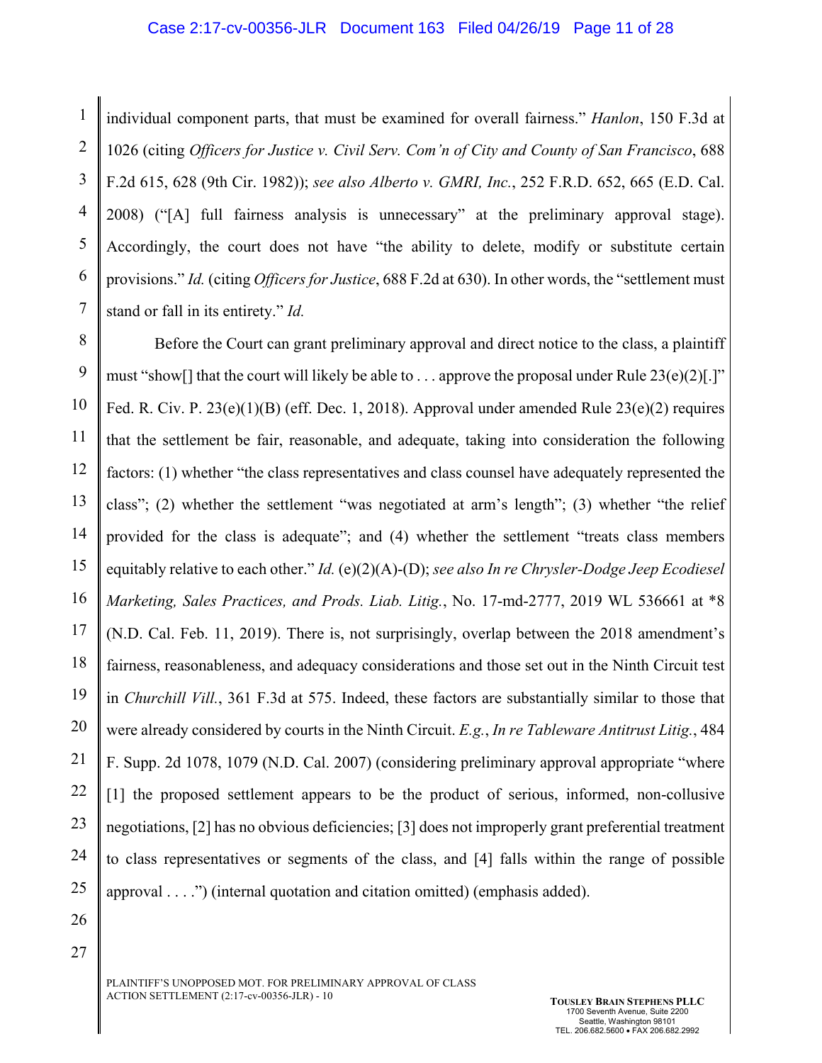individual component parts, that must be examined for overall fairness." *Hanlon*, 150 F.3d at 1026 (citing *Officers for Justice v. Civil Serv. Com'n of City and County of San Francisco*, 688 F.2d 615, 628 (9th Cir. 1982)); *see also Alberto v. GMRI, Inc.*, 252 F.R.D. 652, 665 (E.D. Cal. 2008) ("[A] full fairness analysis is unnecessary" at the preliminary approval stage). Accordingly, the court does not have "the ability to delete, modify or substitute certain provisions." *Id.* (citing *Officers for Justice*, 688 F.2d at 630). In other words, the "settlement must stand or fall in its entirety." *Id.*

Before the Court can grant preliminary approval and direct notice to the class, a plaintiff must "show[] that the court will likely be able to . . . approve the proposal under Rule 23(e)(2)[.]" Fed. R. Civ. P. 23(e)(1)(B) (eff. Dec. 1, 2018). Approval under amended Rule 23(e)(2) requires that the settlement be fair, reasonable, and adequate, taking into consideration the following factors: (1) whether "the class representatives and class counsel have adequately represented the class"; (2) whether the settlement "was negotiated at arm's length"; (3) whether "the relief provided for the class is adequate"; and (4) whether the settlement "treats class members equitably relative to each other." *Id.* (e)(2)(A)-(D); *see also In re Chrysler-Dodge Jeep Ecodiesel Marketing, Sales Practices, and Prods. Liab. Litig.*, No. 17-md-2777, 2019 WL 536661 at *8 (N.D. Cal. Feb. 11, 2019). There is, not surprisingly, overlap between the 2018 amendment's fairness, reasonableness, and adequacy considerations and those set out in the Ninth Circuit test in *Churchill Vill.*, 361 F.3d at 575. Indeed, these factors are substantially similar to those that were already considered by courts in the Ninth Circuit. *E.g.*, *In re Tableware Antitrust Litig.*, 484 F. Supp. 2d 1078, 1079 (N.D. Cal. 2007) (considering preliminary approval appropriate "where [1] the proposed settlement appears to be the product of serious, informed, non-collusive negotiations, [2] has no obvious deficiencies; [3] does not improperly grant preferential treatment to class representatives or segments of the class, and [4] falls within the range of possible approval . . . .") (internal quotation and citation omitted) (emphasis added).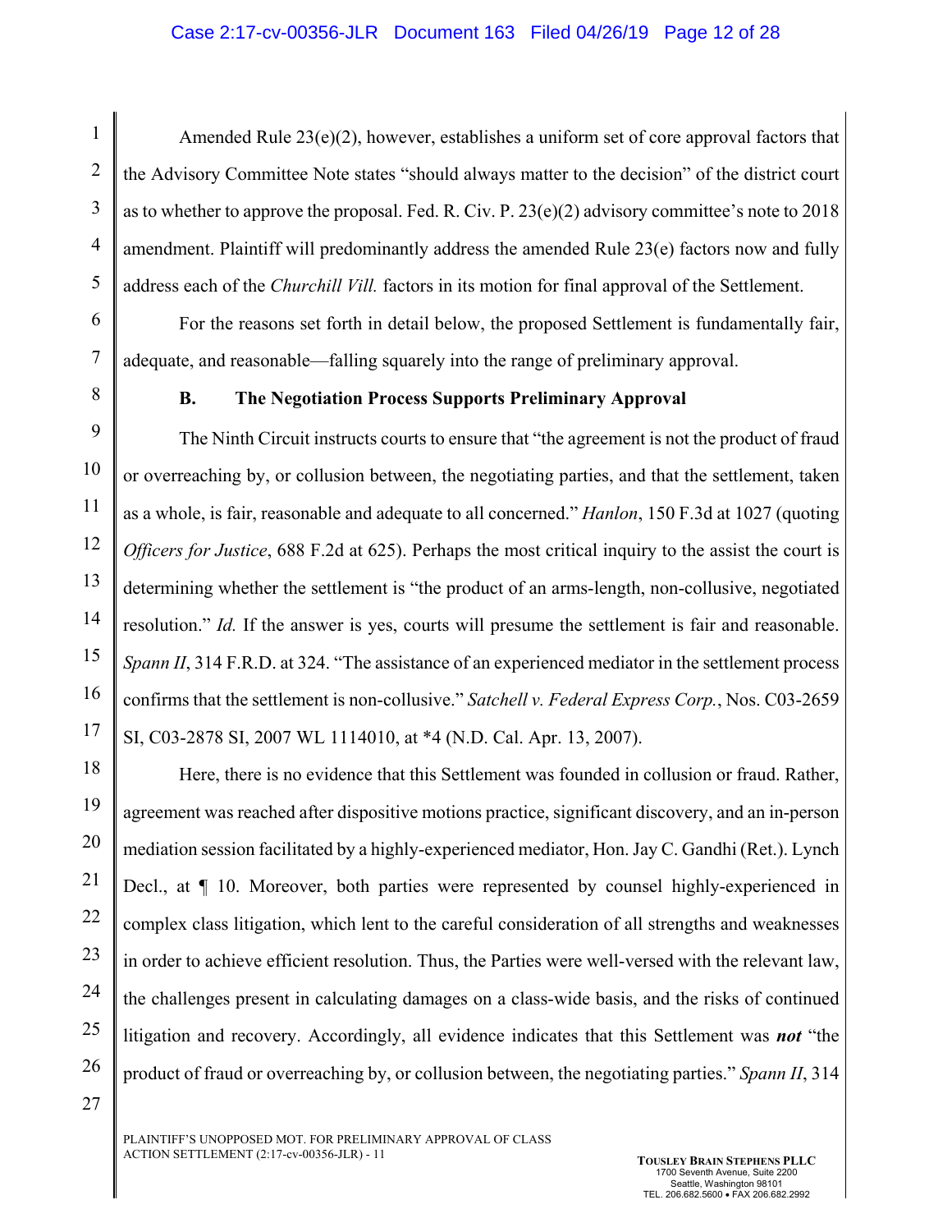Amended Rule 23(e)(2), however, establishes a uniform set of core approval factors that the Advisory Committee Note states "should always matter to the decision" of the district court as to whether to approve the proposal. Fed. R. Civ. P. 23(e)(2) advisory committee's note to 2018 amendment. Plaintiff will predominantly address the amended Rule 23(e) factors now and fully address each of the *Churchill Vill.* factors in its motion for final approval of the Settlement.

For the reasons set forth in detail below, the proposed Settlement is fundamentally fair, adequate, and reasonable—falling squarely into the range of preliminary approval.

### B. The Negotiation Process Supports Preliminary Approval

The Ninth Circuit instructs courts to ensure that "the agreement is not the product of fraud or overreaching by, or collusion between, the negotiating parties, and that the settlement, taken as a whole, is fair, reasonable and adequate to all concerned." *Hanlon*, 150 F.3d at 1027 (quoting *Officers for Justice*, 688 F.2d at 625). Perhaps the most critical inquiry to the assist the court is determining whether the settlement is "the product of an arms-length, non-collusive, negotiated resolution." *Id.* If the answer is yes, courts will presume the settlement is fair and reasonable. *Spann II*, 314 F.R.D. at 324. "The assistance of an experienced mediator in the settlement process confirms that the settlement is non-collusive." *Satchell v. Federal Express Corp.*, Nos. C03-2659 SI, C03-2878 SI, 2007 WL 1114010, at *4 (N.D. Cal. Apr. 13, 2007).

Here, there is no evidence that this Settlement was founded in collusion or fraud. Rather, agreement was reached after dispositive motions practice, significant discovery, and an in-person mediation session facilitated by a highly-experienced mediator, Hon. Jay C. Gandhi (Ret.). Lynch Decl., at ¶ 10. Moreover, both parties were represented by counsel highly-experienced in complex class litigation, which lent to the careful consideration of all strengths and weaknesses in order to achieve efficient resolution. Thus, the Parties were well-versed with the relevant law, the challenges present in calculating damages on a class-wide basis, and the risks of continued litigation and recovery. Accordingly, all evidence indicates that this Settlement was ***not*** "the product of fraud or overreaching by, or collusion between, the negotiating parties." *Spann II*, 314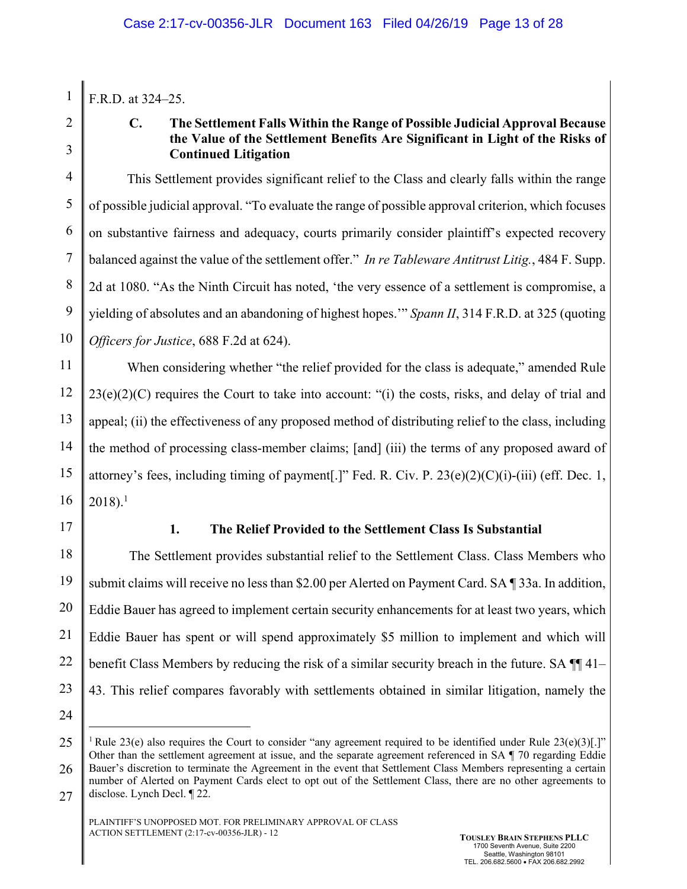F.R.D. at 324–25.

### C. The Settlement Falls Within the Range of Possible Judicial Approval Because the Value of the Settlement Benefits Are Significant in Light of the Risks of Continued Litigation

This Settlement provides significant relief to the Class and clearly falls within the range of possible judicial approval. "To evaluate the range of possible approval criterion, which focuses on substantive fairness and adequacy, courts primarily consider plaintiff's expected recovery balanced against the value of the settlement offer." *In re Tableware Antitrust Litig.*, 484 F. Supp. 2d at 1080. "As the Ninth Circuit has noted, 'the very essence of a settlement is compromise, a yielding of absolutes and an abandoning of highest hopes.'" *Spann II*, 314 F.R.D. at 325 (quoting *Officers for Justice*, 688 F.2d at 624).

When considering whether "the relief provided for the class is adequate," amended Rule 23(e)(2)(C) requires the Court to take into account: "(i) the costs, risks, and delay of trial and appeal; (ii) the effectiveness of any proposed method of distributing relief to the class, including the method of processing class-member claims; [and] (iii) the terms of any proposed award of attorney's fees, including timing of payment[.]" Fed. R. Civ. P. 23(e)(2)(C)(i)-(iii) (eff. Dec. 1, 2018).[1]

#### 1. The Relief Provided to the Settlement Class Is Substantial

The Settlement provides substantial relief to the Settlement Class. Class Members who submit claims will receive no less than $2.00 per Alerted on Payment Card. SA ¶ 33a. In addition, Eddie Bauer has agreed to implement certain security enhancements for at least two years, which Eddie Bauer has spent or will spend approximately $5 million to implement and which will benefit Class Members by reducing the risk of a similar security breach in the future. SA ¶¶ 41–43. This relief compares favorably with settlements obtained in similar litigation, namely the

---

[1] Rule 23(e) also requires the Court to consider "any agreement required to be identified under Rule 23(e)(3)[.]" Other than the settlement agreement at issue, and the separate agreement referenced in SA ¶ 70 regarding Eddie Bauer's discretion to terminate the Agreement in the event that Settlement Class Members representing a certain number of Alerted on Payment Cards elect to opt out of the Settlement Class, there are no other agreements to disclose. Lynch Decl. ¶ 22.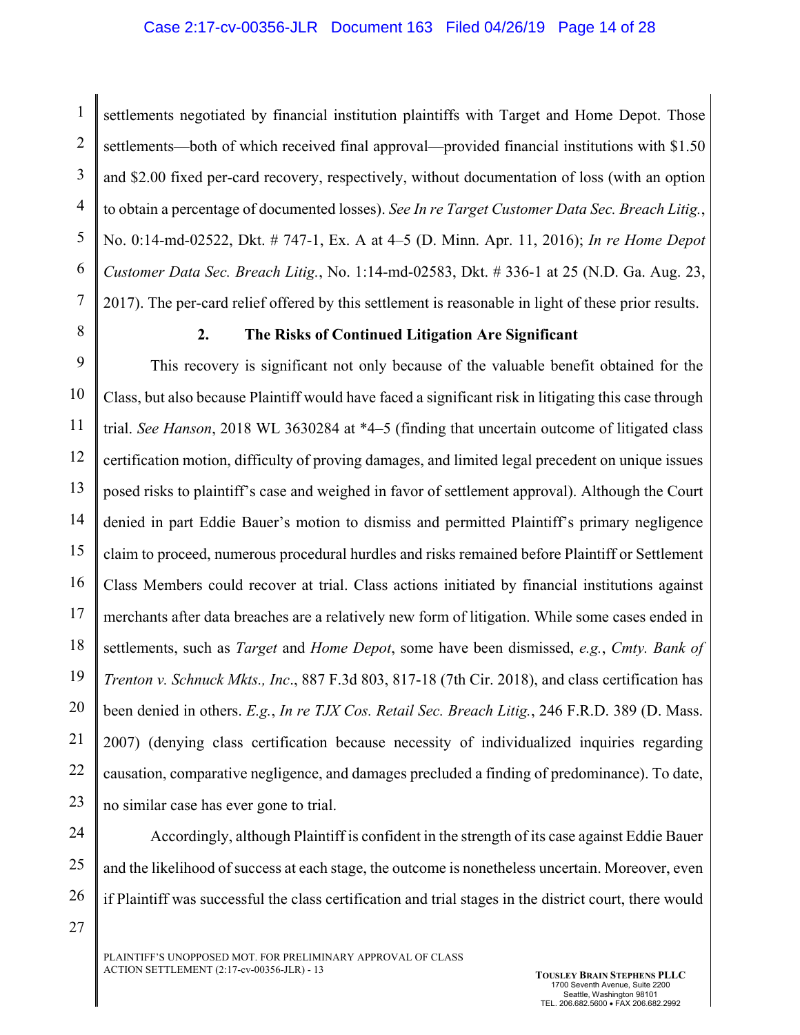settlements negotiated by financial institution plaintiffs with Target and Home Depot. Those settlements—both of which received final approval—provided financial institutions with $1.50 and $2.00 fixed per-card recovery, respectively, without documentation of loss (with an option to obtain a percentage of documented losses). *See In re Target Customer Data Sec. Breach Litig.*, No. 0:14-md-02522, Dkt. # 747-1, Ex. A at 4–5 (D. Minn. Apr. 11, 2016); *In re Home Depot Customer Data Sec. Breach Litig.*, No. 1:14-md-02583, Dkt. # 336-1 at 25 (N.D. Ga. Aug. 23, 2017). The per-card relief offered by this settlement is reasonable in light of these prior results.

### 2. The Risks of Continued Litigation Are Significant

This recovery is significant not only because of the valuable benefit obtained for the Class, but also because Plaintiff would have faced a significant risk in litigating this case through trial. *See Hanson*, 2018 WL 3630284 at *4–5 (finding that uncertain outcome of litigated class certification motion, difficulty of proving damages, and limited legal precedent on unique issues posed risks to plaintiff's case and weighed in favor of settlement approval). Although the Court denied in part Eddie Bauer's motion to dismiss and permitted Plaintiff's primary negligence claim to proceed, numerous procedural hurdles and risks remained before Plaintiff or Settlement Class Members could recover at trial. Class actions initiated by financial institutions against merchants after data breaches are a relatively new form of litigation. While some cases ended in settlements, such as *Target* and *Home Depot*, some have been dismissed, *e.g.*, *Cmty. Bank of Trenton v. Schnuck Mkts., Inc*., 887 F.3d 803, 817-18 (7th Cir. 2018), and class certification has been denied in others. *E.g.*, *In re TJX Cos. Retail Sec. Breach Litig.*, 246 F.R.D. 389 (D. Mass. 2007) (denying class certification because necessity of individualized inquiries regarding causation, comparative negligence, and damages precluded a finding of predominance). To date, no similar case has ever gone to trial.

Accordingly, although Plaintiff is confident in the strength of its case against Eddie Bauer and the likelihood of success at each stage, the outcome is nonetheless uncertain. Moreover, even if Plaintiff was successful the class certification and trial stages in the district court, there would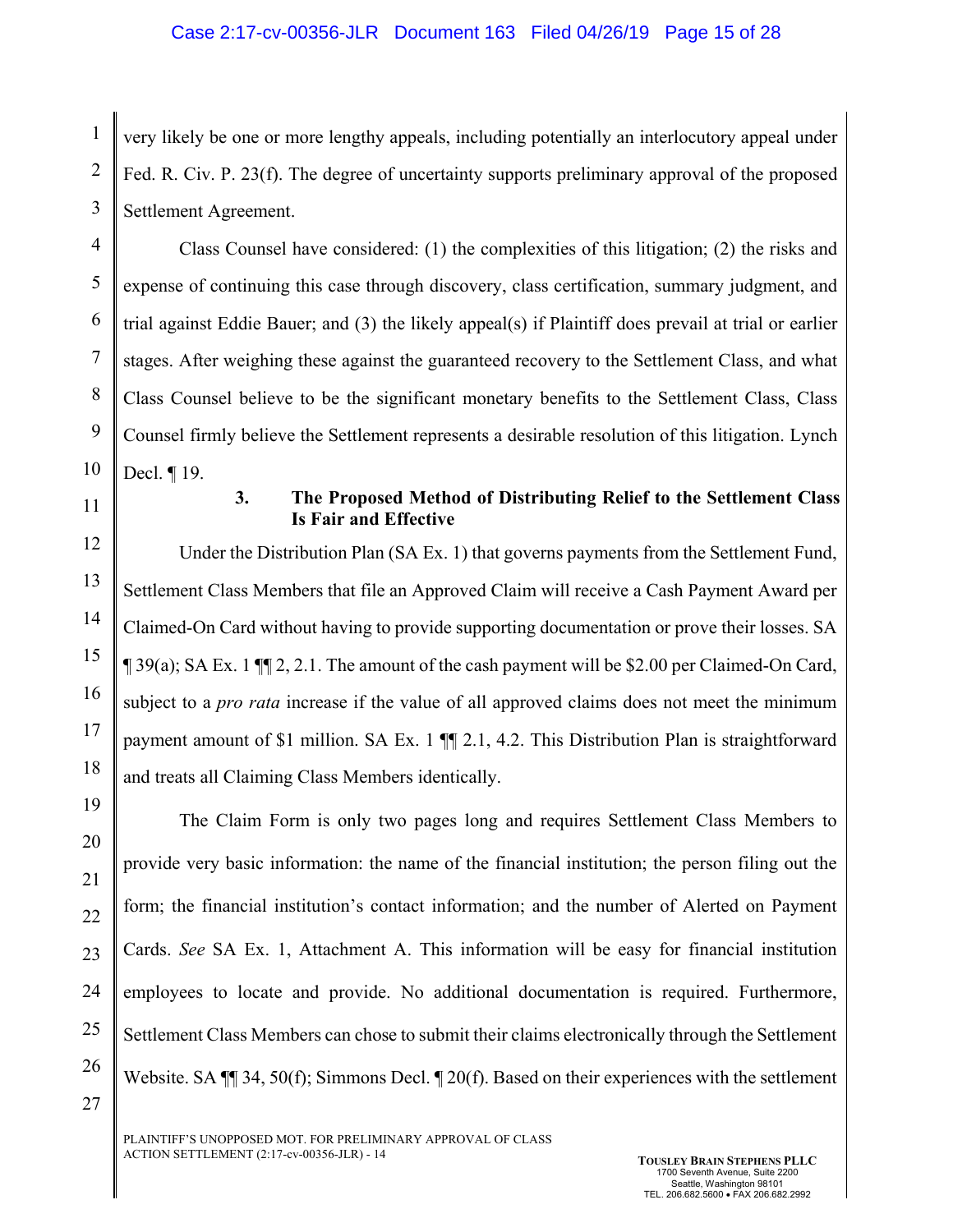very likely be one or more lengthy appeals, including potentially an interlocutory appeal under Fed. R. Civ. P. 23(f). The degree of uncertainty supports preliminary approval of the proposed Settlement Agreement.

Class Counsel have considered: (1) the complexities of this litigation; (2) the risks and expense of continuing this case through discovery, class certification, summary judgment, and trial against Eddie Bauer; and (3) the likely appeal(s) if Plaintiff does prevail at trial or earlier stages. After weighing these against the guaranteed recovery to the Settlement Class, and what Class Counsel believe to be the significant monetary benefits to the Settlement Class, Class Counsel firmly believe the Settlement represents a desirable resolution of this litigation. Lynch Decl. ¶ 19.

#### 3. The Proposed Method of Distributing Relief to the Settlement Class Is Fair and Effective

Under the Distribution Plan (SA Ex. 1) that governs payments from the Settlement Fund, Settlement Class Members that file an Approved Claim will receive a Cash Payment Award per Claimed-On Card without having to provide supporting documentation or prove their losses. SA ¶ 39(a); SA Ex. 1 ¶¶ 2, 2.1. The amount of the cash payment will be $2.00 per Claimed-On Card, subject to a *pro rata* increase if the value of all approved claims does not meet the minimum payment amount of $1 million. SA Ex. 1 ¶¶ 2.1, 4.2. This Distribution Plan is straightforward and treats all Claiming Class Members identically.

The Claim Form is only two pages long and requires Settlement Class Members to provide very basic information: the name of the financial institution; the person filing out the form; the financial institution's contact information; and the number of Alerted on Payment Cards. *See* SA Ex. 1, Attachment A. This information will be easy for financial institution employees to locate and provide. No additional documentation is required. Furthermore, Settlement Class Members can chose to submit their claims electronically through the Settlement Website. SA ¶¶ 34, 50(f); Simmons Decl. ¶ 20(f). Based on their experiences with the settlement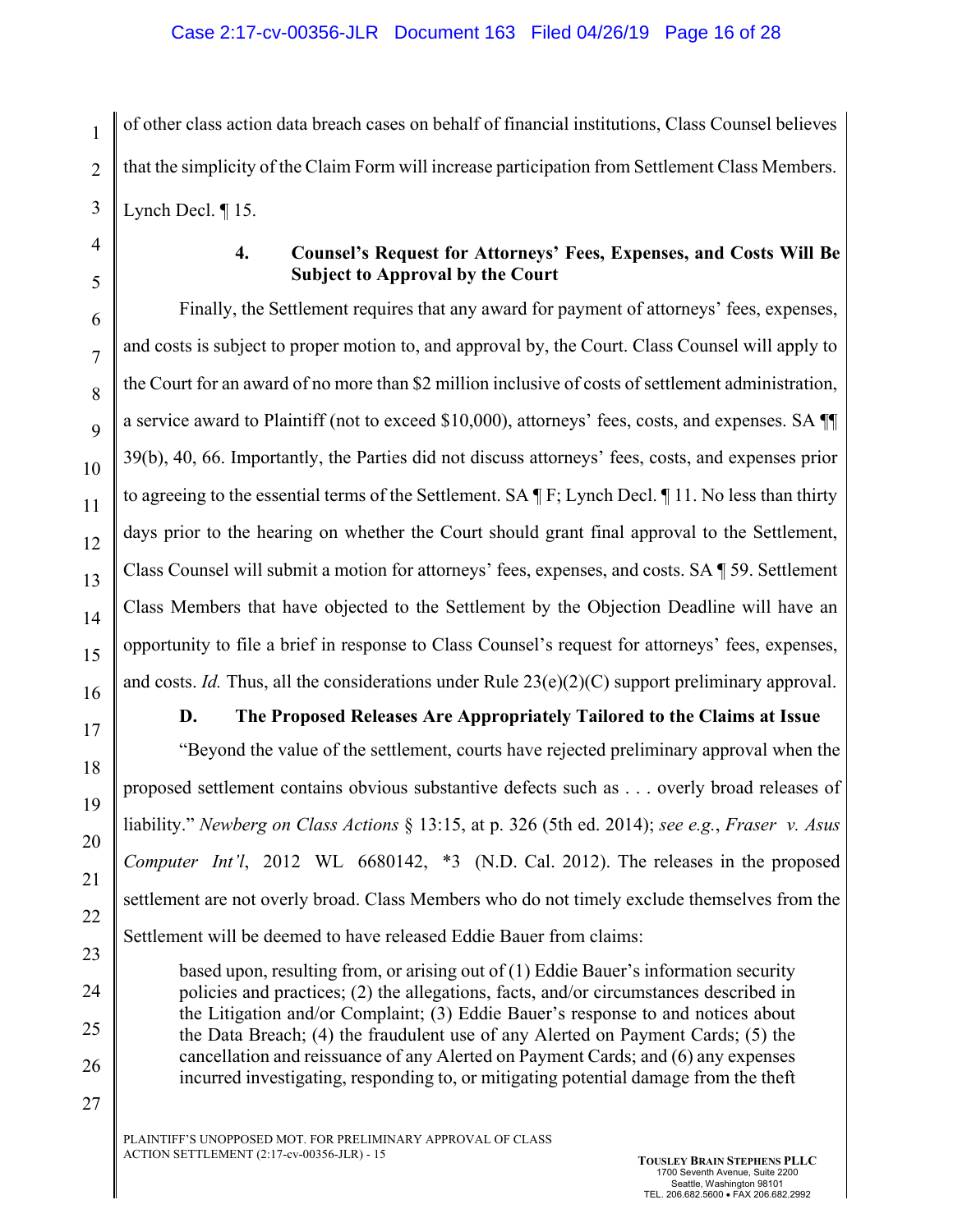of other class action data breach cases on behalf of financial institutions, Class Counsel believes that the simplicity of the Claim Form will increase participation from Settlement Class Members. Lynch Decl. ¶ 15.

#### 4. Counsel's Request for Attorneys' Fees, Expenses, and Costs Will Be Subject to Approval by the Court

Finally, the Settlement requires that any award for payment of attorneys' fees, expenses, and costs is subject to proper motion to, and approval by, the Court. Class Counsel will apply to the Court for an award of no more than $2 million inclusive of costs of settlement administration, a service award to Plaintiff (not to exceed $10,000), attorneys' fees, costs, and expenses. SA ¶¶ 39(b), 40, 66. Importantly, the Parties did not discuss attorneys' fees, costs, and expenses prior to agreeing to the essential terms of the Settlement. SA ¶ F; Lynch Decl. ¶ 11. No less than thirty days prior to the hearing on whether the Court should grant final approval to the Settlement, Class Counsel will submit a motion for attorneys' fees, expenses, and costs. SA ¶ 59. Settlement Class Members that have objected to the Settlement by the Objection Deadline will have an opportunity to file a brief in response to Class Counsel's request for attorneys' fees, expenses, and costs. *Id.* Thus, all the considerations under Rule 23(e)(2)(C) support preliminary approval.

### D. The Proposed Releases Are Appropriately Tailored to the Claims at Issue

"Beyond the value of the settlement, courts have rejected preliminary approval when the proposed settlement contains obvious substantive defects such as . . . overly broad releases of liability." *Newberg on Class Actions* § 13:15, at p. 326 (5th ed. 2014); *see e.g.*, *Fraser v. Asus Computer Int'l*, 2012 WL 6680142, \*3 (N.D. Cal. 2012). The releases in the proposed settlement are not overly broad. Class Members who do not timely exclude themselves from the Settlement will be deemed to have released Eddie Bauer from claims:

> based upon, resulting from, or arising out of (1) Eddie Bauer's information security policies and practices; (2) the allegations, facts, and/or circumstances described in the Litigation and/or Complaint; (3) Eddie Bauer's response to and notices about the Data Breach; (4) the fraudulent use of any Alerted on Payment Cards; (5) the cancellation and reissuance of any Alerted on Payment Cards; and (6) any expenses incurred investigating, responding to, or mitigating potential damage from the theft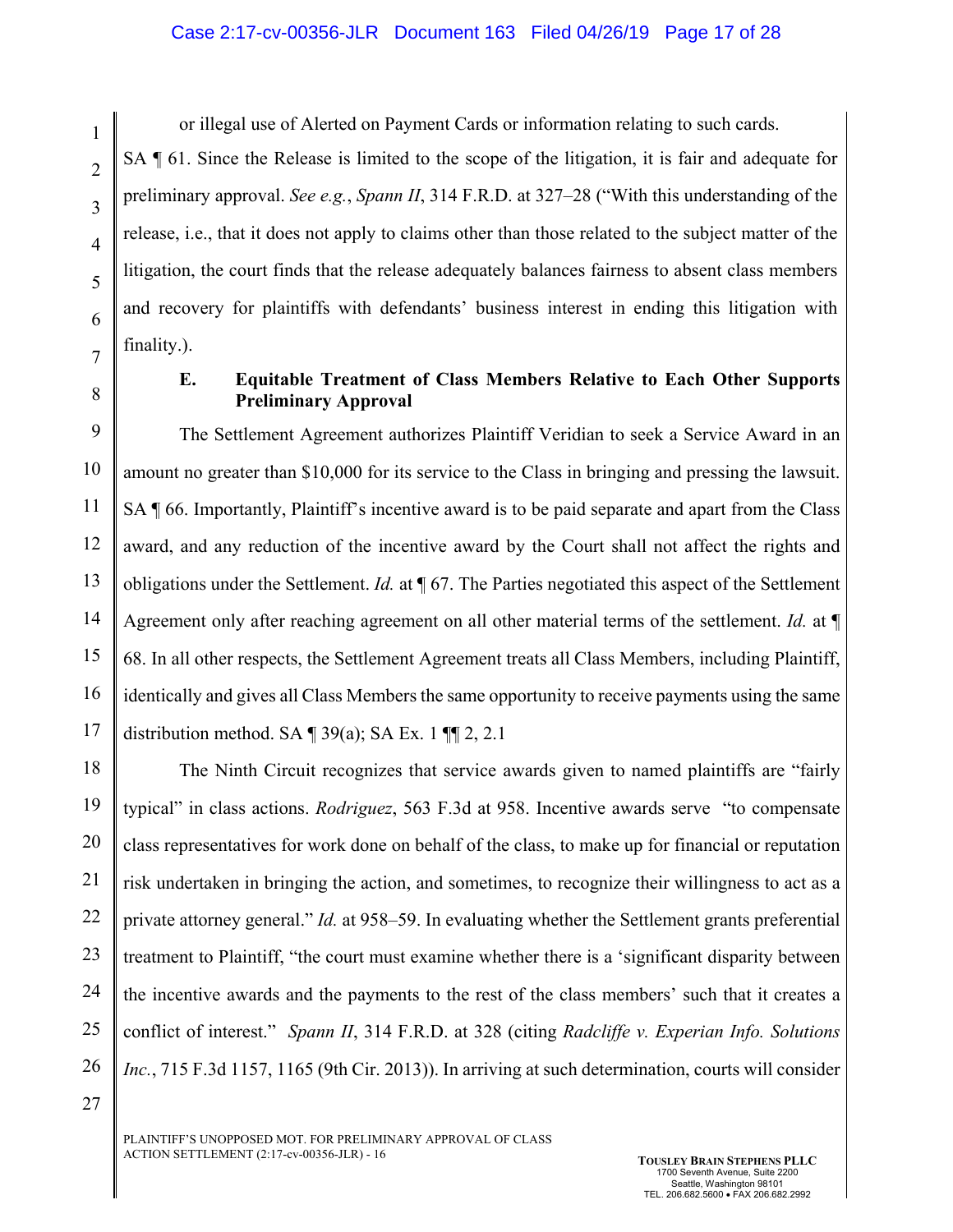or illegal use of Alerted on Payment Cards or information relating to such cards.

SA ¶ 61. Since the Release is limited to the scope of the litigation, it is fair and adequate for preliminary approval. *See e.g.*, *Spann II*, 314 F.R.D. at 327–28 ("With this understanding of the release, i.e., that it does not apply to claims other than those related to the subject matter of the litigation, the court finds that the release adequately balances fairness to absent class members and recovery for plaintiffs with defendants' business interest in ending this litigation with finality.).

### E. Equitable Treatment of Class Members Relative to Each Other Supports Preliminary Approval

The Settlement Agreement authorizes Plaintiff Veridian to seek a Service Award in an amount no greater than $10,000 for its service to the Class in bringing and pressing the lawsuit. SA ¶ 66. Importantly, Plaintiff's incentive award is to be paid separate and apart from the Class award, and any reduction of the incentive award by the Court shall not affect the rights and obligations under the Settlement. *Id.* at ¶ 67. The Parties negotiated this aspect of the Settlement Agreement only after reaching agreement on all other material terms of the settlement. *Id.* at ¶ 68. In all other respects, the Settlement Agreement treats all Class Members, including Plaintiff, identically and gives all Class Members the same opportunity to receive payments using the same distribution method. SA ¶ 39(a); SA Ex. 1 ¶¶ 2, 2.1

The Ninth Circuit recognizes that service awards given to named plaintiffs are "fairly typical" in class actions. *Rodriguez*, 563 F.3d at 958. Incentive awards serve "to compensate class representatives for work done on behalf of the class, to make up for financial or reputation risk undertaken in bringing the action, and sometimes, to recognize their willingness to act as a private attorney general." *Id.* at 958–59. In evaluating whether the Settlement grants preferential treatment to Plaintiff, "the court must examine whether there is a 'significant disparity between the incentive awards and the payments to the rest of the class members' such that it creates a conflict of interest." *Spann II*, 314 F.R.D. at 328 (citing *Radcliffe v. Experian Info. Solutions Inc.*, 715 F.3d 1157, 1165 (9th Cir. 2013)). In arriving at such determination, courts will consider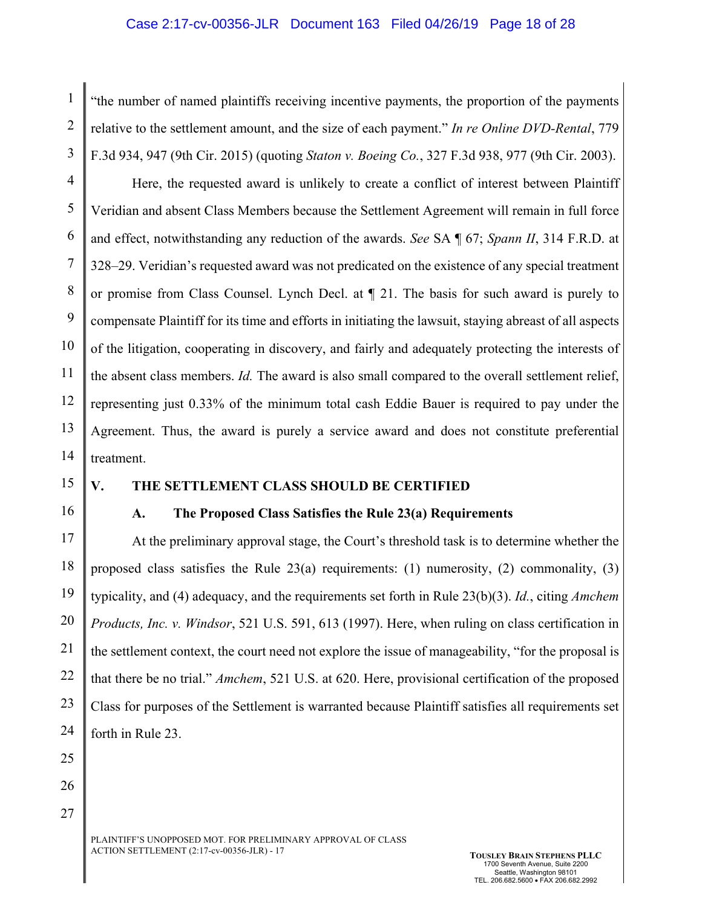"the number of named plaintiffs receiving incentive payments, the proportion of the payments relative to the settlement amount, and the size of each payment." *In re Online DVD-Rental*, 779 F.3d 934, 947 (9th Cir. 2015) (quoting *Staton v. Boeing Co.*, 327 F.3d 938, 977 (9th Cir. 2003).

Here, the requested award is unlikely to create a conflict of interest between Plaintiff Veridian and absent Class Members because the Settlement Agreement will remain in full force and effect, notwithstanding any reduction of the awards. *See* SA ¶ 67; *Spann II*, 314 F.R.D. at 328–29. Veridian's requested award was not predicated on the existence of any special treatment or promise from Class Counsel. Lynch Decl. at ¶ 21. The basis for such award is purely to compensate Plaintiff for its time and efforts in initiating the lawsuit, staying abreast of all aspects of the litigation, cooperating in discovery, and fairly and adequately protecting the interests of the absent class members. *Id.* The award is also small compared to the overall settlement relief, representing just 0.33% of the minimum total cash Eddie Bauer is required to pay under the Agreement. Thus, the award is purely a service award and does not constitute preferential treatment.

## V. THE SETTLEMENT CLASS SHOULD BE CERTIFIED

### A. The Proposed Class Satisfies the Rule 23(a) Requirements

At the preliminary approval stage, the Court's threshold task is to determine whether the proposed class satisfies the Rule 23(a) requirements: (1) numerosity, (2) commonality, (3) typicality, and (4) adequacy, and the requirements set forth in Rule 23(b)(3). *Id.*, citing *Amchem Products, Inc. v. Windsor*, 521 U.S. 591, 613 (1997). Here, when ruling on class certification in the settlement context, the court need not explore the issue of manageability, "for the proposal is that there be no trial." *Amchem*, 521 U.S. at 620. Here, provisional certification of the proposed Class for purposes of the Settlement is warranted because Plaintiff satisfies all requirements set forth in Rule 23.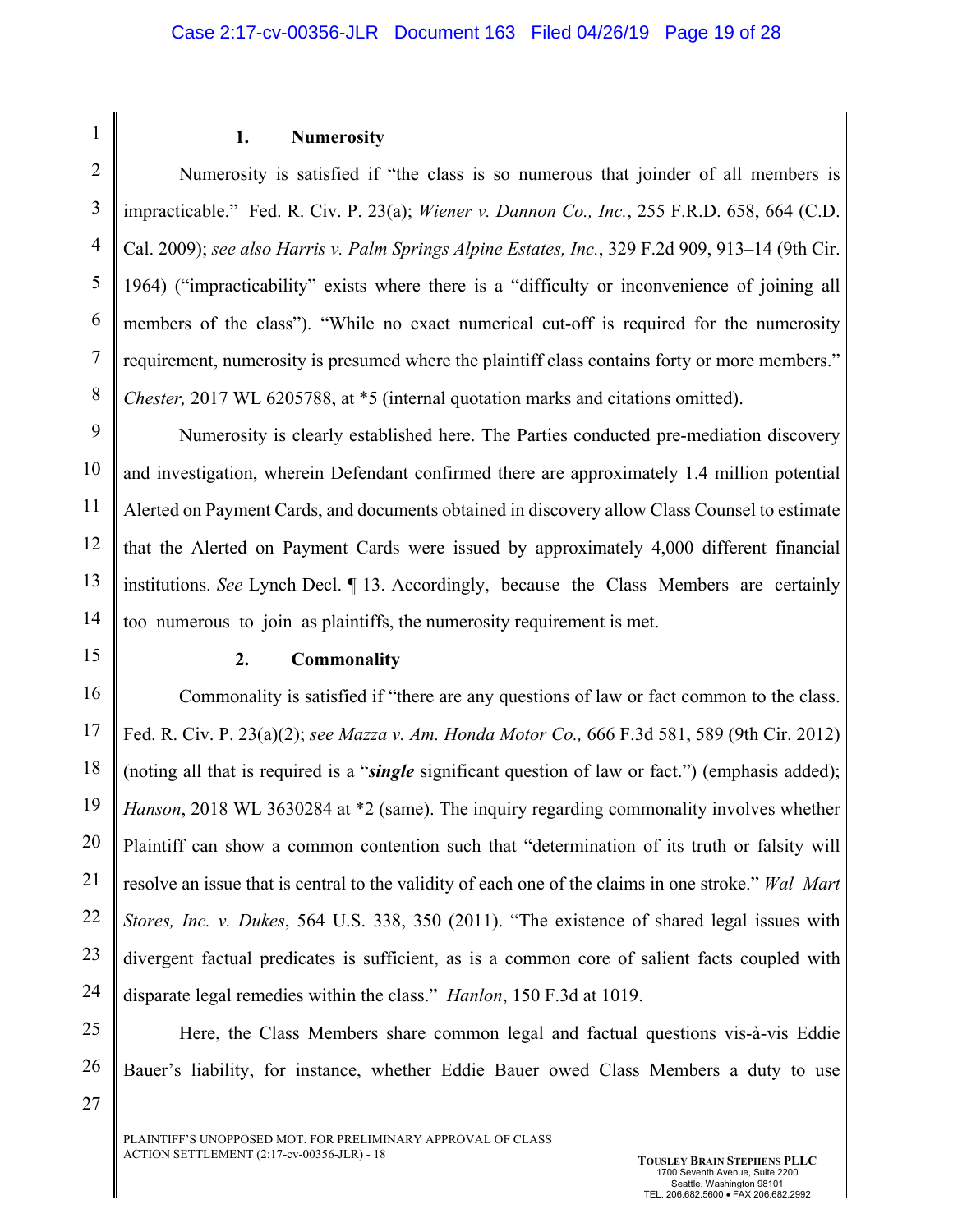### 1. Numerosity

Numerosity is satisfied if "the class is so numerous that joinder of all members is impracticable." Fed. R. Civ. P. 23(a); *Wiener v. Dannon Co., Inc.*, 255 F.R.D. 658, 664 (C.D. Cal. 2009); *see also Harris v. Palm Springs Alpine Estates, Inc.*, 329 F.2d 909, 913–14 (9th Cir. 1964) ("impracticability" exists where there is a "difficulty or inconvenience of joining all members of the class"). "While no exact numerical cut-off is required for the numerosity requirement, numerosity is presumed where the plaintiff class contains forty or more members." *Chester,* 2017 WL 6205788, at *5 (internal quotation marks and citations omitted).

Numerosity is clearly established here. The Parties conducted pre-mediation discovery and investigation, wherein Defendant confirmed there are approximately 1.4 million potential Alerted on Payment Cards, and documents obtained in discovery allow Class Counsel to estimate that the Alerted on Payment Cards were issued by approximately 4,000 different financial institutions. *See* Lynch Decl. ¶ 13. Accordingly, because the Class Members are certainly too numerous to join as plaintiffs, the numerosity requirement is met.

### 2. Commonality

Commonality is satisfied if "there are any questions of law or fact common to the class. Fed. R. Civ. P. 23(a)(2); *see Mazza v. Am. Honda Motor Co.,* 666 F.3d 581, 589 (9th Cir. 2012) (noting all that is required is a "***single*** significant question of law or fact.") (emphasis added); *Hanson*, 2018 WL 3630284 at *2 (same). The inquiry regarding commonality involves whether Plaintiff can show a common contention such that "determination of its truth or falsity will resolve an issue that is central to the validity of each one of the claims in one stroke." *Wal–Mart Stores, Inc. v. Dukes*, 564 U.S. 338, 350 (2011). "The existence of shared legal issues with divergent factual predicates is sufficient, as is a common core of salient facts coupled with disparate legal remedies within the class." *Hanlon*, 150 F.3d at 1019.

Here, the Class Members share common legal and factual questions vis-à-vis Eddie Bauer's liability, for instance, whether Eddie Bauer owed Class Members a duty to use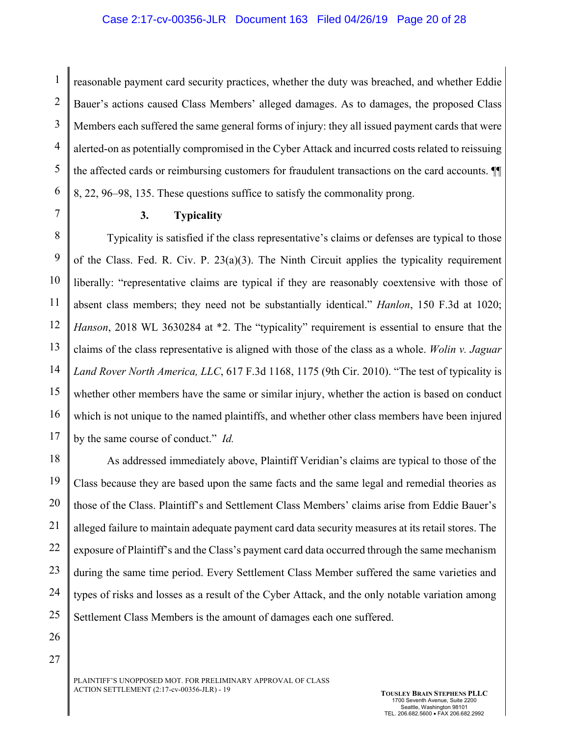reasonable payment card security practices, whether the duty was breached, and whether Eddie Bauer's actions caused Class Members' alleged damages. As to damages, the proposed Class Members each suffered the same general forms of injury: they all issued payment cards that were alerted-on as potentially compromised in the Cyber Attack and incurred costs related to reissuing the affected cards or reimbursing customers for fraudulent transactions on the card accounts. ¶¶ 8, 22, 96–98, 135. These questions suffice to satisfy the commonality prong.

### 3. Typicality

Typicality is satisfied if the class representative's claims or defenses are typical to those of the Class. Fed. R. Civ. P. 23(a)(3). The Ninth Circuit applies the typicality requirement liberally: "representative claims are typical if they are reasonably coextensive with those of absent class members; they need not be substantially identical." *Hanlon*, 150 F.3d at 1020; *Hanson*, 2018 WL 3630284 at *2. The "typicality" requirement is essential to ensure that the claims of the class representative is aligned with those of the class as a whole. *Wolin v. Jaguar Land Rover North America, LLC*, 617 F.3d 1168, 1175 (9th Cir. 2010). "The test of typicality is whether other members have the same or similar injury, whether the action is based on conduct which is not unique to the named plaintiffs, and whether other class members have been injured by the same course of conduct." *Id.*

As addressed immediately above, Plaintiff Veridian's claims are typical to those of the Class because they are based upon the same facts and the same legal and remedial theories as those of the Class. Plaintiff's and Settlement Class Members' claims arise from Eddie Bauer's alleged failure to maintain adequate payment card data security measures at its retail stores. The exposure of Plaintiff's and the Class's payment card data occurred through the same mechanism during the same time period. Every Settlement Class Member suffered the same varieties and types of risks and losses as a result of the Cyber Attack, and the only notable variation among Settlement Class Members is the amount of damages each one suffered.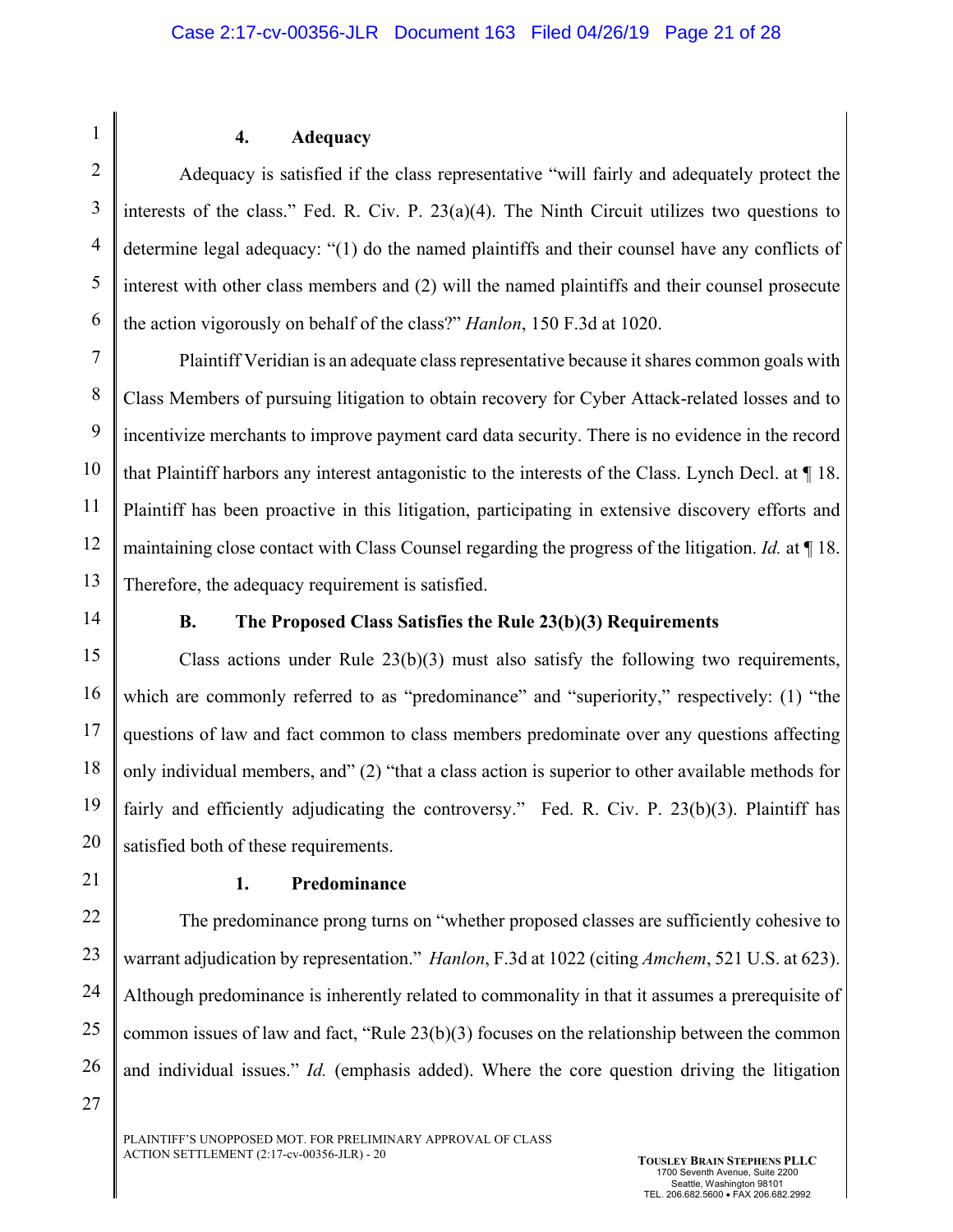#### 4. Adequacy

Adequacy is satisfied if the class representative "will fairly and adequately protect the interests of the class." Fed. R. Civ. P. 23(a)(4). The Ninth Circuit utilizes two questions to determine legal adequacy: "(1) do the named plaintiffs and their counsel have any conflicts of interest with other class members and (2) will the named plaintiffs and their counsel prosecute the action vigorously on behalf of the class?" *Hanlon*, 150 F.3d at 1020.

Plaintiff Veridian is an adequate class representative because it shares common goals with Class Members of pursuing litigation to obtain recovery for Cyber Attack-related losses and to incentivize merchants to improve payment card data security. There is no evidence in the record that Plaintiff harbors any interest antagonistic to the interests of the Class. Lynch Decl. at ¶ 18. Plaintiff has been proactive in this litigation, participating in extensive discovery efforts and maintaining close contact with Class Counsel regarding the progress of the litigation. *Id.* at ¶ 18. Therefore, the adequacy requirement is satisfied.

### B. The Proposed Class Satisfies the Rule 23(b)(3) Requirements

Class actions under Rule 23(b)(3) must also satisfy the following two requirements, which are commonly referred to as "predominance" and "superiority," respectively: (1) "the questions of law and fact common to class members predominate over any questions affecting only individual members, and" (2) "that a class action is superior to other available methods for fairly and efficiently adjudicating the controversy." Fed. R. Civ. P. 23(b)(3). Plaintiff has satisfied both of these requirements.

#### 1. Predominance

The predominance prong turns on "whether proposed classes are sufficiently cohesive to warrant adjudication by representation." *Hanlon*, F.3d at 1022 (citing *Amchem*, 521 U.S. at 623). Although predominance is inherently related to commonality in that it assumes a prerequisite of common issues of law and fact, "Rule 23(b)(3) focuses on the relationship between the common and individual issues." *Id.* (emphasis added). Where the core question driving the litigation

PLAINTIFF'S UNOPPOSED MOT. FOR PRELIMINARY APPROVAL OF CLASS ACTION SETTLEMENT (2:17-cv-00356-JLR) - 20

**TOUSLEY BRAIN STEPHENS PLLC**
1700 Seventh Avenue, Suite 2200
Seattle, Washington 98101
TEL. 206.682.5600 • FAX 206.682.2992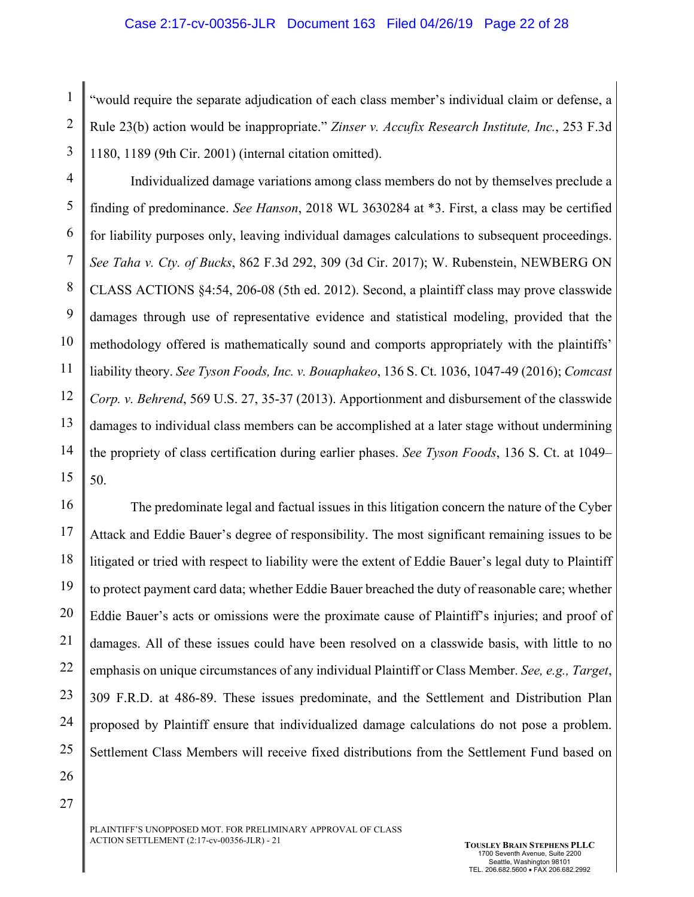"would require the separate adjudication of each class member's individual claim or defense, a Rule 23(b) action would be inappropriate." *Zinser v. Accufix Research Institute, Inc.*, 253 F.3d 1180, 1189 (9th Cir. 2001) (internal citation omitted).

Individualized damage variations among class members do not by themselves preclude a finding of predominance. *See Hanson*, 2018 WL 3630284 at *3. First, a class may be certified for liability purposes only, leaving individual damages calculations to subsequent proceedings. *See Taha v. Cty. of Bucks*, 862 F.3d 292, 309 (3d Cir. 2017); W. Rubenstein, NEWBERG ON CLASS ACTIONS §4:54, 206-08 (5th ed. 2012). Second, a plaintiff class may prove classwide damages through use of representative evidence and statistical modeling, provided that the methodology offered is mathematically sound and comports appropriately with the plaintiffs' liability theory. *See Tyson Foods, Inc. v. Bouaphakeo*, 136 S. Ct. 1036, 1047-49 (2016); *Comcast Corp. v. Behrend*, 569 U.S. 27, 35-37 (2013). Apportionment and disbursement of the classwide damages to individual class members can be accomplished at a later stage without undermining the propriety of class certification during earlier phases. *See Tyson Foods*, 136 S. Ct. at 1049–50.

The predominate legal and factual issues in this litigation concern the nature of the Cyber Attack and Eddie Bauer's degree of responsibility. The most significant remaining issues to be litigated or tried with respect to liability were the extent of Eddie Bauer's legal duty to Plaintiff to protect payment card data; whether Eddie Bauer breached the duty of reasonable care; whether Eddie Bauer's acts or omissions were the proximate cause of Plaintiff's injuries; and proof of damages. All of these issues could have been resolved on a classwide basis, with little to no emphasis on unique circumstances of any individual Plaintiff or Class Member. *See, e.g., Target*, 309 F.R.D. at 486-89. These issues predominate, and the Settlement and Distribution Plan proposed by Plaintiff ensure that individualized damage calculations do not pose a problem. Settlement Class Members will receive fixed distributions from the Settlement Fund based on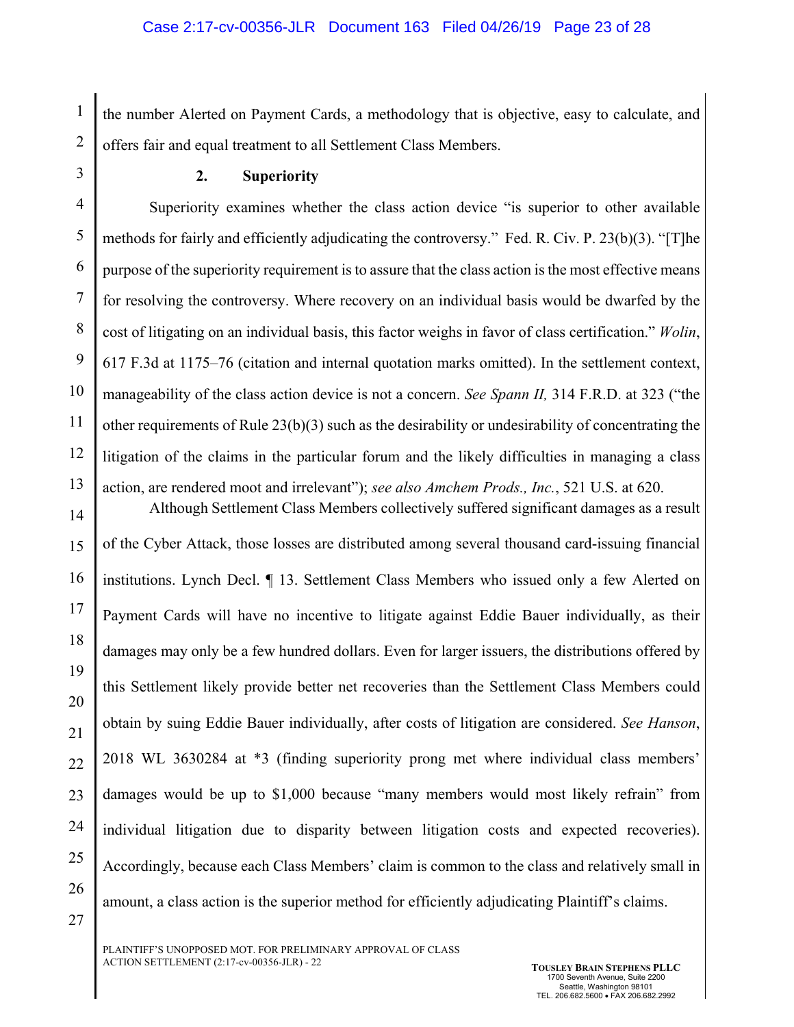the number Alerted on Payment Cards, a methodology that is objective, easy to calculate, and offers fair and equal treatment to all Settlement Class Members.

**2. Superiority**

Superiority examines whether the class action device "is superior to other available methods for fairly and efficiently adjudicating the controversy." Fed. R. Civ. P. 23(b)(3). "[T]he purpose of the superiority requirement is to assure that the class action is the most effective means for resolving the controversy. Where recovery on an individual basis would be dwarfed by the cost of litigating on an individual basis, this factor weighs in favor of class certification." *Wolin*, 617 F.3d at 1175–76 (citation and internal quotation marks omitted). In the settlement context, manageability of the class action device is not a concern. *See Spann II,* 314 F.R.D. at 323 ("the other requirements of Rule 23(b)(3) such as the desirability or undesirability of concentrating the litigation of the claims in the particular forum and the likely difficulties in managing a class action, are rendered moot and irrelevant"); *see also Amchem Prods., Inc.*, 521 U.S. at 620.

Although Settlement Class Members collectively suffered significant damages as a result of the Cyber Attack, those losses are distributed among several thousand card-issuing financial institutions. Lynch Decl. ¶ 13. Settlement Class Members who issued only a few Alerted on Payment Cards will have no incentive to litigate against Eddie Bauer individually, as their damages may only be a few hundred dollars. Even for larger issuers, the distributions offered by this Settlement likely provide better net recoveries than the Settlement Class Members could obtain by suing Eddie Bauer individually, after costs of litigation are considered. *See Hanson*, 2018 WL 3630284 at *3 (finding superiority prong met where individual class members' damages would be up to $1,000 because "many members would most likely refrain" from individual litigation due to disparity between litigation costs and expected recoveries). Accordingly, because each Class Members' claim is common to the class and relatively small in amount, a class action is the superior method for efficiently adjudicating Plaintiff's claims.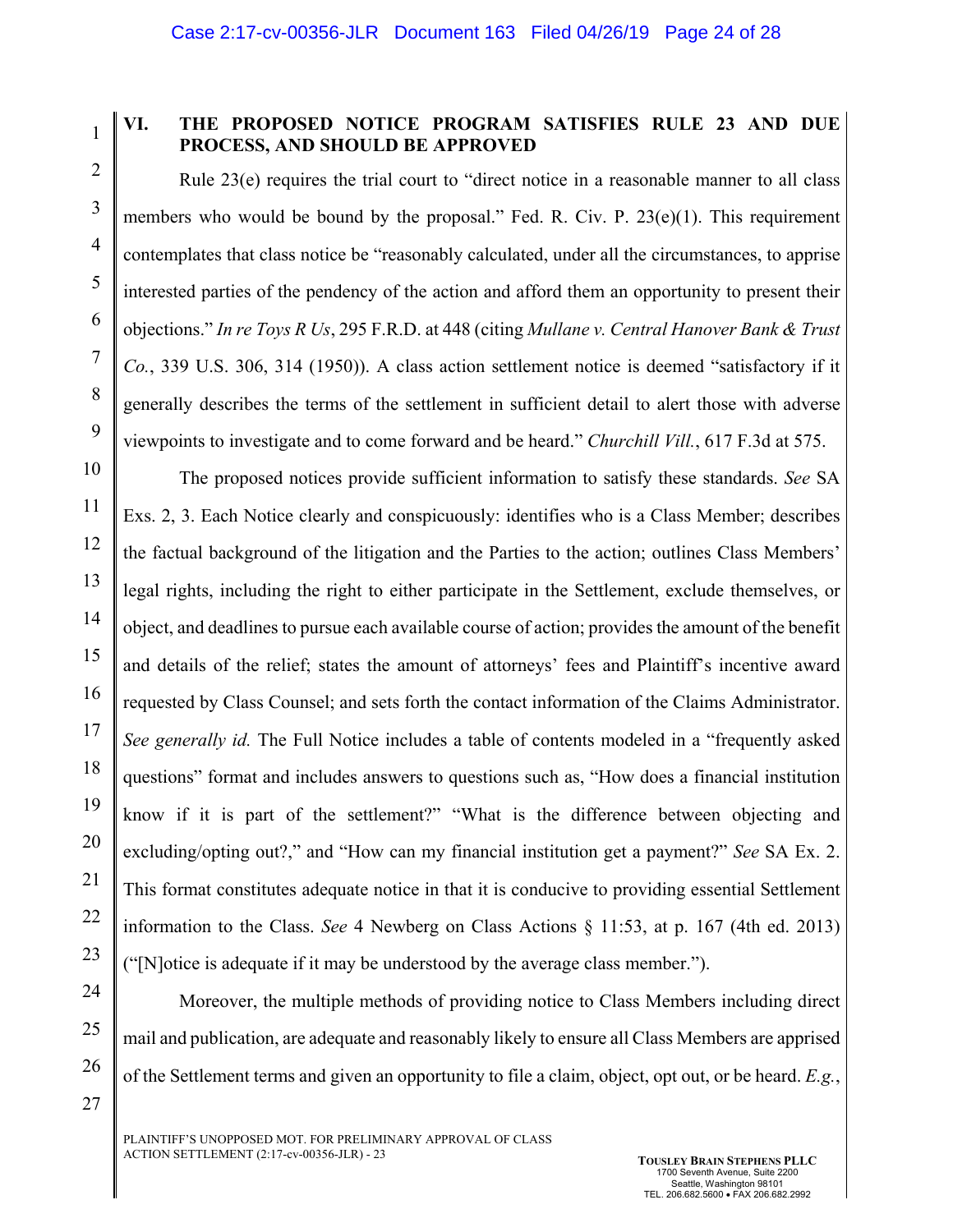## VI. THE PROPOSED NOTICE PROGRAM SATISFIES RULE 23 AND DUE PROCESS, AND SHOULD BE APPROVED

Rule 23(e) requires the trial court to "direct notice in a reasonable manner to all class members who would be bound by the proposal." Fed. R. Civ. P. 23(e)(1). This requirement contemplates that class notice be "reasonably calculated, under all the circumstances, to apprise interested parties of the pendency of the action and afford them an opportunity to present their objections." *In re Toys R Us*, 295 F.R.D. at 448 (citing *Mullane v. Central Hanover Bank & Trust Co.*, 339 U.S. 306, 314 (1950)). A class action settlement notice is deemed "satisfactory if it generally describes the terms of the settlement in sufficient detail to alert those with adverse viewpoints to investigate and to come forward and be heard." *Churchill Vill.*, 617 F.3d at 575.

The proposed notices provide sufficient information to satisfy these standards. *See* SA Exs. 2, 3. Each Notice clearly and conspicuously: identifies who is a Class Member; describes the factual background of the litigation and the Parties to the action; outlines Class Members' legal rights, including the right to either participate in the Settlement, exclude themselves, or object, and deadlines to pursue each available course of action; provides the amount of the benefit and details of the relief; states the amount of attorneys' fees and Plaintiff's incentive award requested by Class Counsel; and sets forth the contact information of the Claims Administrator. *See generally id.* The Full Notice includes a table of contents modeled in a "frequently asked questions" format and includes answers to questions such as, "How does a financial institution know if it is part of the settlement?" "What is the difference between objecting and excluding/opting out?," and "How can my financial institution get a payment?" *See* SA Ex. 2. This format constitutes adequate notice in that it is conducive to providing essential Settlement information to the Class. *See* 4 Newberg on Class Actions § 11:53, at p. 167 (4th ed. 2013) ("[N]otice is adequate if it may be understood by the average class member.").

Moreover, the multiple methods of providing notice to Class Members including direct mail and publication, are adequate and reasonably likely to ensure all Class Members are apprised of the Settlement terms and given an opportunity to file a claim, object, opt out, or be heard. *E.g.*,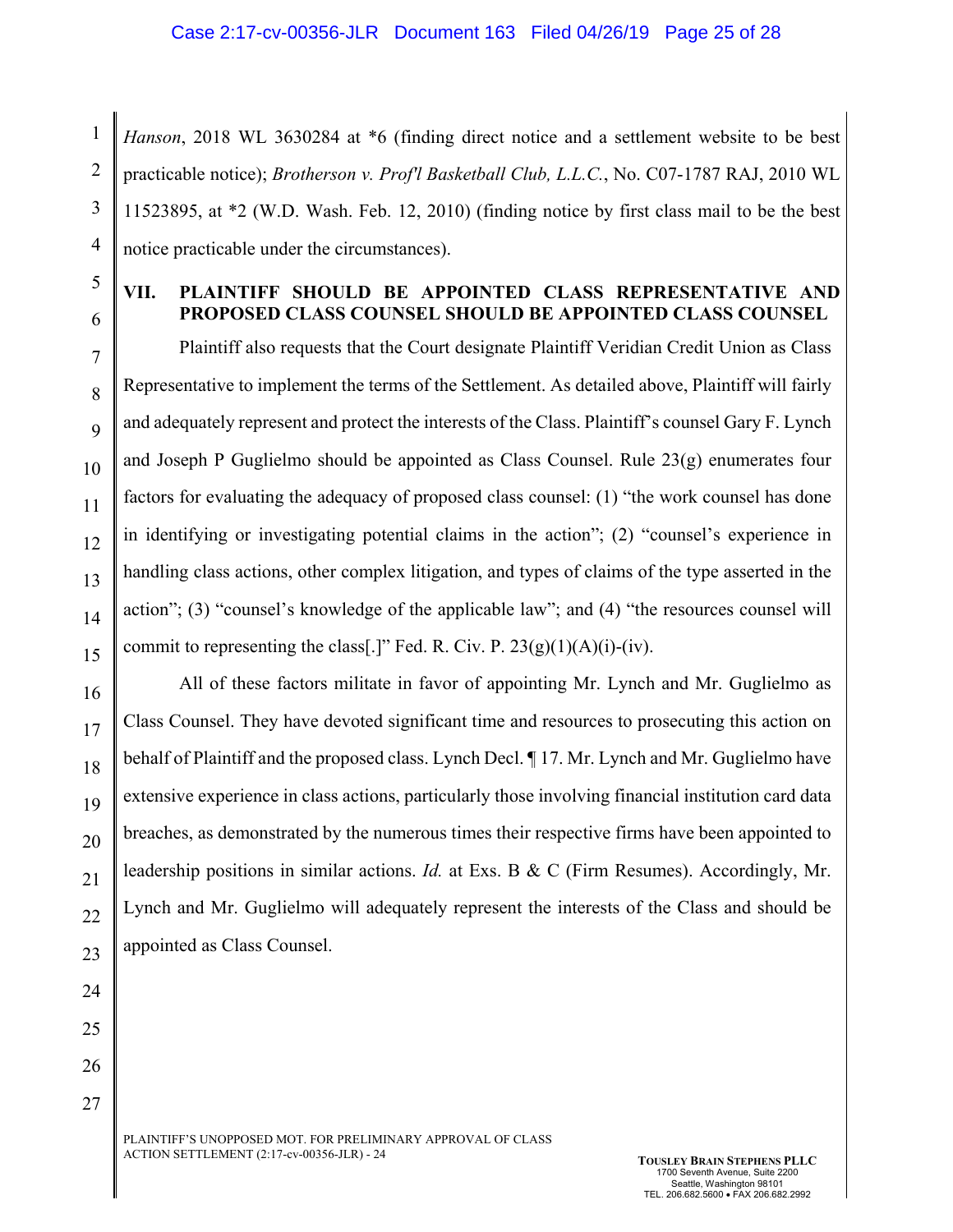*Hanson*, 2018 WL 3630284 at *6 (finding direct notice and a settlement website to be best practicable notice); *Brotherson v. Prof'l Basketball Club, L.L.C.*, No. C07-1787 RAJ, 2010 WL 11523895, at *2 (W.D. Wash. Feb. 12, 2010) (finding notice by first class mail to be the best notice practicable under the circumstances).

## VII. PLAINTIFF SHOULD BE APPOINTED CLASS REPRESENTATIVE AND PROPOSED CLASS COUNSEL SHOULD BE APPOINTED CLASS COUNSEL

Plaintiff also requests that the Court designate Plaintiff Veridian Credit Union as Class Representative to implement the terms of the Settlement. As detailed above, Plaintiff will fairly and adequately represent and protect the interests of the Class. Plaintiff's counsel Gary F. Lynch and Joseph P Guglielmo should be appointed as Class Counsel. Rule 23(g) enumerates four factors for evaluating the adequacy of proposed class counsel: (1) "the work counsel has done in identifying or investigating potential claims in the action"; (2) "counsel's experience in handling class actions, other complex litigation, and types of claims of the type asserted in the action"; (3) "counsel's knowledge of the applicable law"; and (4) "the resources counsel will commit to representing the class[.]" Fed. R. Civ. P. 23(g)(1)(A)(i)-(iv).

All of these factors militate in favor of appointing Mr. Lynch and Mr. Guglielmo as Class Counsel. They have devoted significant time and resources to prosecuting this action on behalf of Plaintiff and the proposed class. Lynch Decl. ¶ 17. Mr. Lynch and Mr. Guglielmo have extensive experience in class actions, particularly those involving financial institution card data breaches, as demonstrated by the numerous times their respective firms have been appointed to leadership positions in similar actions. *Id.* at Exs. B & C (Firm Resumes). Accordingly, Mr. Lynch and Mr. Guglielmo will adequately represent the interests of the Class and should be appointed as Class Counsel.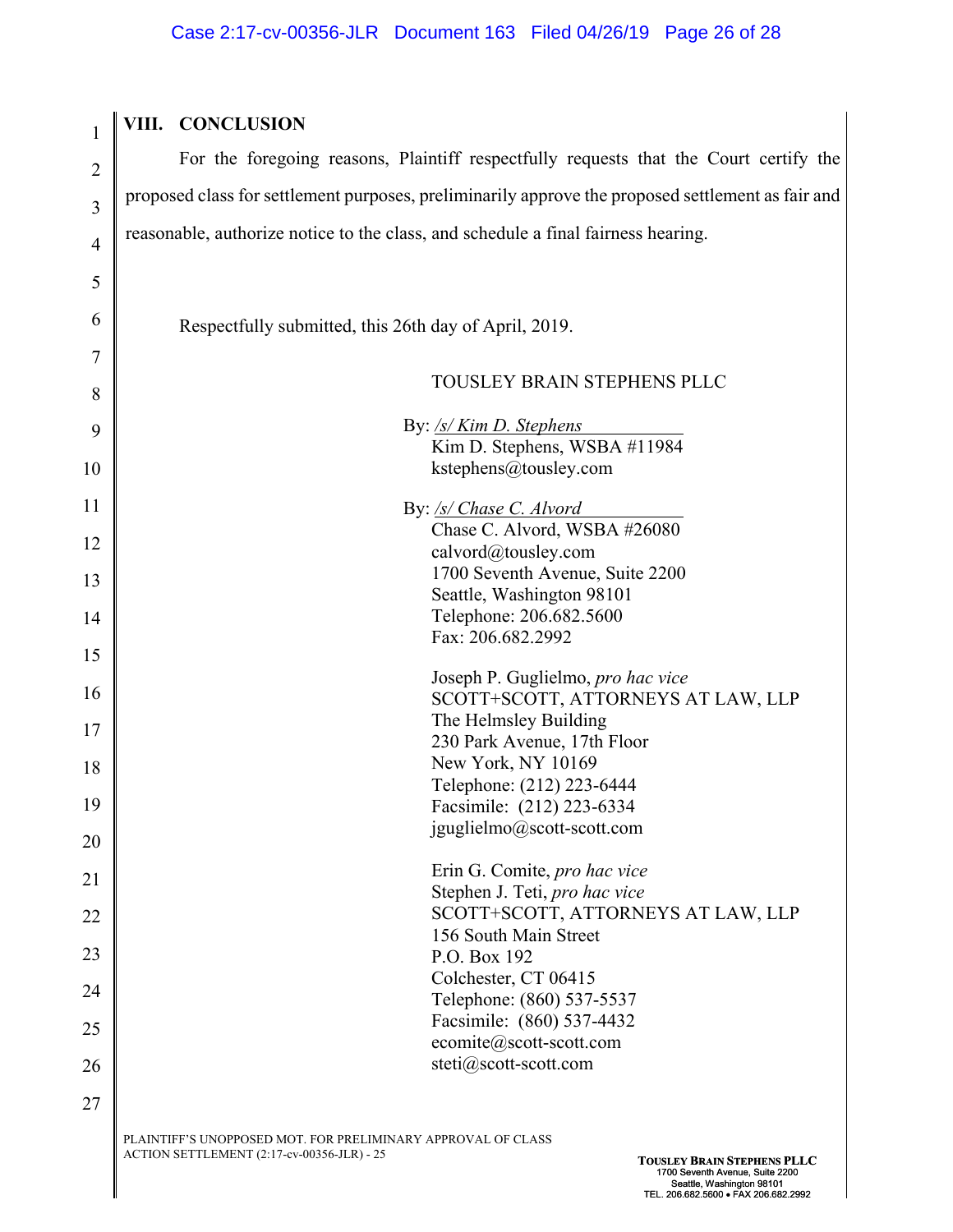## VIII. CONCLUSION

For the foregoing reasons, Plaintiff respectfully requests that the Court certify the proposed class for settlement purposes, preliminarily approve the proposed settlement as fair and reasonable, authorize notice to the class, and schedule a final fairness hearing.

Respectfully submitted, this 26th day of April, 2019.

TOUSLEY BRAIN STEPHENS PLLC

By: */s/ Kim D. Stephens*
Kim D. Stephens, WSBA #11984
kstephens@tousley.com

By: */s/ Chase C. Alvord*
Chase C. Alvord, WSBA #26080
calvord@tousley.com
1700 Seventh Avenue, Suite 2200
Seattle, Washington 98101
Telephone: 206.682.5600
Fax: 206.682.2992

Joseph P. Guglielmo, *pro hac vice*
SCOTT+SCOTT, ATTORNEYS AT LAW, LLP
The Helmsley Building
230 Park Avenue, 17th Floor
New York, NY 10169
Telephone: (212) 223-6444
Facsimile: (212) 223-6334
jguglielmo@scott-scott.com

Erin G. Comite, *pro hac vice*
Stephen J. Teti, *pro hac vice*
SCOTT+SCOTT, ATTORNEYS AT LAW, LLP
156 South Main Street
P.O. Box 192
Colchester, CT 06415
Telephone: (860) 537-5537
Facsimile: (860) 537-4432
ecomite@scott-scott.com
steti@scott-scott.com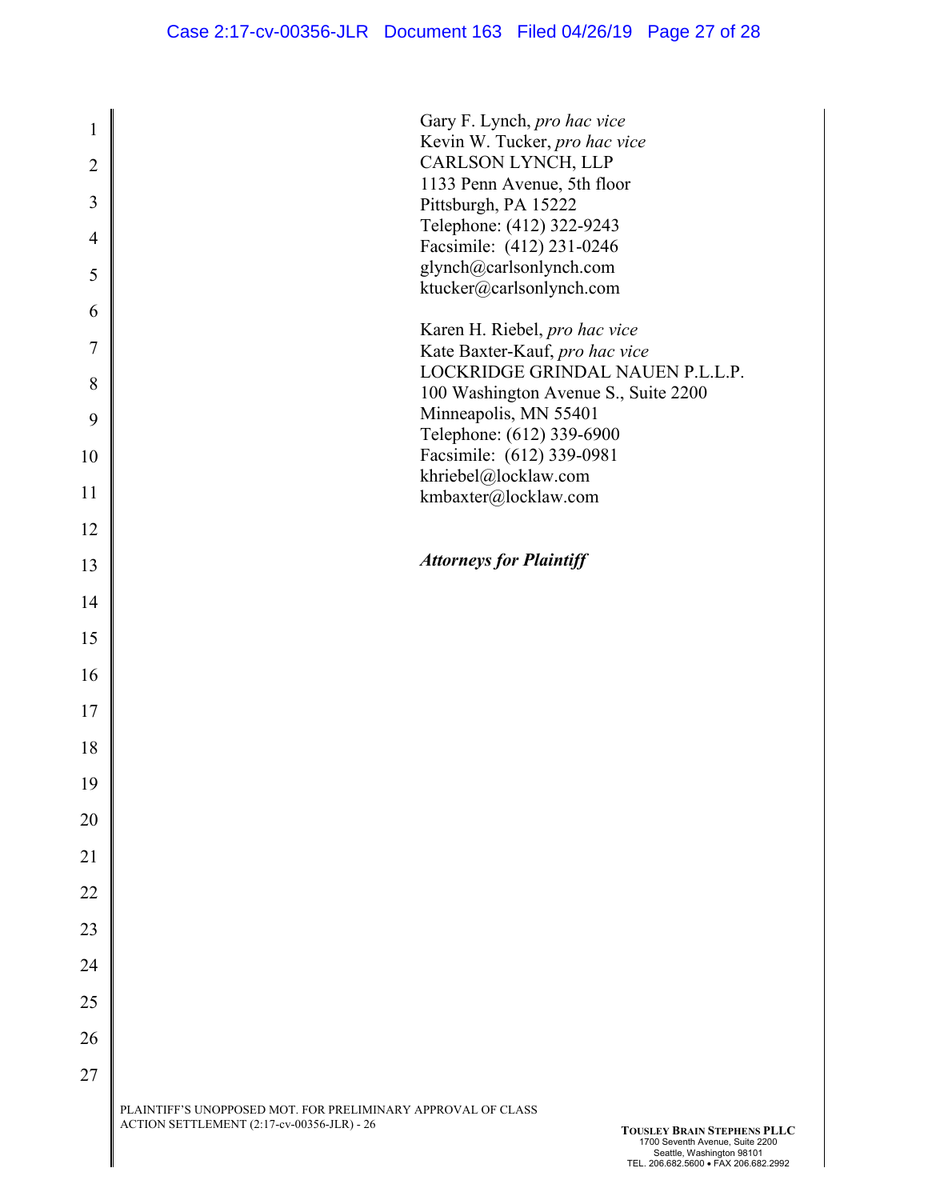Gary F. Lynch, *pro hac vice*
Kevin W. Tucker, *pro hac vice*
CARLSON LYNCH, LLP
1133 Penn Avenue, 5th floor
Pittsburgh, PA 15222
Telephone: (412) 322-9243
Facsimile: (412) 231-0246
glynch@carlsonlynch.com
ktucker@carlsonlynch.com

Karen H. Riebel, *pro hac vice*
Kate Baxter-Kauf, *pro hac vice*
LOCKRIDGE GRINDAL NAUEN P.L.L.P.
100 Washington Avenue S., Suite 2200
Minneapolis, MN 55401
Telephone: (612) 339-6900
Facsimile: (612) 339-0981
khriebel@locklaw.com
kmbaxter@locklaw.com

***Attorneys for Plaintiff***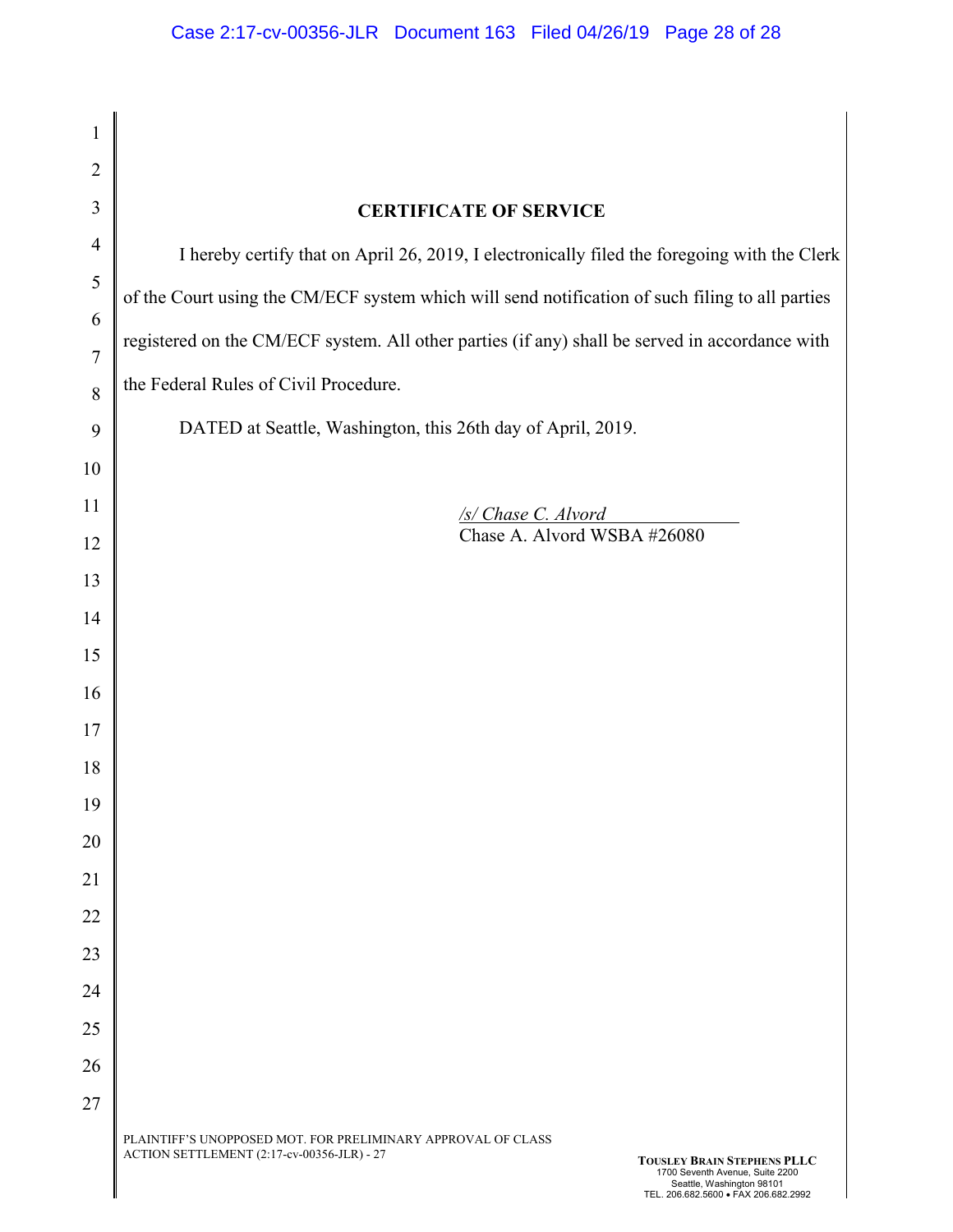## CERTIFICATE OF SERVICE

I hereby certify that on April 26, 2019, I electronically filed the foregoing with the Clerk of the Court using the CM/ECF system which will send notification of such filing to all parties registered on the CM/ECF system. All other parties (if any) shall be served in accordance with the Federal Rules of Civil Procedure.

DATED at Seattle, Washington, this 26th day of April, 2019.

*/s/ Chase C. Alvord*
Chase A. Alvord WSBA #26080

PLAINTIFF'S UNOPPOSED MOT. FOR PRELIMINARY APPROVAL OF CLASS ACTION SETTLEMENT (2:17-cv-00356-JLR) - 27

**TOUSLEY BRAIN STEPHENS PLLC**
1700 Seventh Avenue, Suite 2200
Seattle, Washington 98101
TEL. 206.682.5600 • FAX 206.682.2992